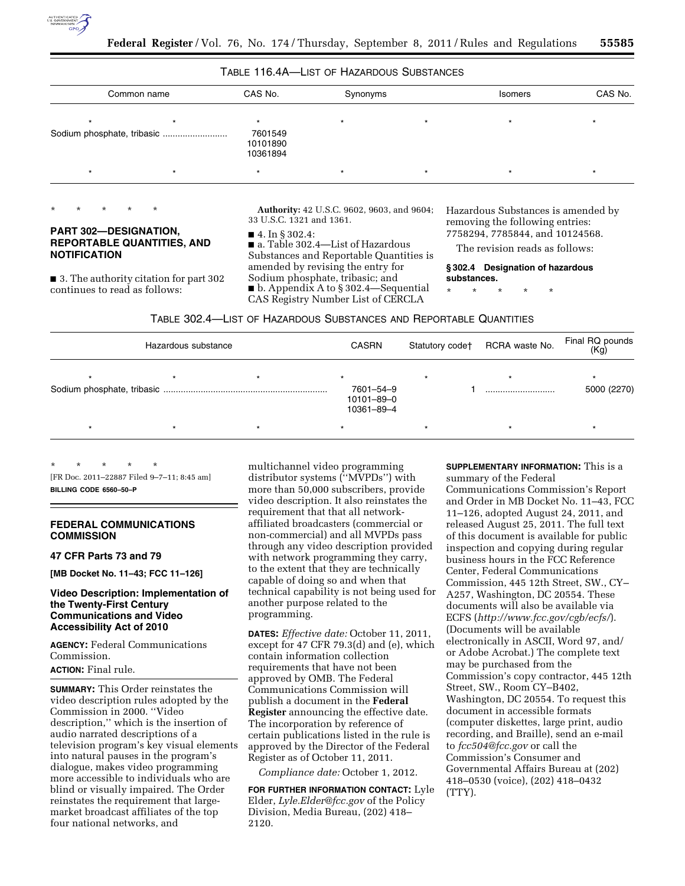TABLE 116.4A—LIST OF HAZARDOUS SUBSTANCES

| Common name | CAS No. | Synonyms | | Isomers | CAS No. |
|---|---|---|---|---|---|
| * * | * | * | * | * | * |
| Sodium phosphate, tribasic ......................... | 7601549<br>10101890<br>10361894 | | | | |
| * * | * | * | * | * | * |

\* \* \* \* \*

## PART 302—DESIGNATION, REPORTABLE QUANTITIES, AND NOTIFICATION

■ 3. The authority citation for part 302 continues to read as follows:

**Authority:** 42 U.S.C. 9602, 9603, and 9604; 33 U.S.C. 1321 and 1361.

■ 4. In § 302.4:

■ a. Table 302.4—List of Hazardous Substances and Reportable Quantities is amended by revising the entry for Sodium phosphate, tribasic; and

■ b. Appendix A to § 302.4—Sequential CAS Registry Number List of CERCLA Hazardous Substances is amended by removing the following entries: 7758294, 7785844, and 10124568.

The revision reads as follows:

**§ 302.4 Designation of hazardous substances.**

\* \* \* \* \*

TABLE 302.4—LIST OF HAZARDOUS SUBSTANCES AND REPORTABLE QUANTITIES

| Hazardous substance | CASRN | Statutory code† | RCRA waste No. | Final RQ pounds (Kg) |
|---|---|---|---|---|
| * * * | * | * | * | * |
| Sodium phosphate, tribasic ................................................................ | 7601–54–9<br>10101–89–0<br>10361–89–4 | 1 | ........................... | 5000 (2270) |
| * * * | * | * | * | * |

\* \* \* \* \*

[FR Doc. 2011–22887 Filed 9–7–11; 8:45 am]

**BILLING CODE 6560–50–P**

## FEDERAL COMMUNICATIONS COMMISSION

### 47 CFR Parts 73 and 79

**[MB Docket No. 11–43; FCC 11–126]**

### Video Description: Implementation of the Twenty-First Century Communications and Video Accessibility Act of 2010

**AGENCY:** Federal Communications Commission.

**ACTION:** Final rule.

**SUMMARY:** This Order reinstates the video description rules adopted by the Commission in 2000. ''Video description,'' which is the insertion of audio narrated descriptions of a television program's key visual elements into natural pauses in the program's dialogue, makes video programming more accessible to individuals who are blind or visually impaired. The Order reinstates the requirement that large-market broadcast affiliates of the top four national networks, and multichannel video programming distributor systems (''MVPDs'') with more than 50,000 subscribers, provide video description. It also reinstates the requirement that that all network-affiliated broadcasters (commercial or non-commercial) and all MVPDs pass through any video description provided with network programming they carry, to the extent that they are technically capable of doing so and when that technical capability is not being used for another purpose related to the programming.

**DATES:** *Effective date:* October 11, 2011, except for 47 CFR 79.3(d) and (e), which contain information collection requirements that have not been approved by OMB. The Federal Communications Commission will publish a document in the **Federal Register** announcing the effective date. The incorporation by reference of certain publications listed in the rule is approved by the Director of the Federal Register as of October 11, 2011.

*Compliance date:* October 1, 2012.

**FOR FURTHER INFORMATION CONTACT:** Lyle Elder, *Lyle.Elder@fcc.gov* of the Policy Division, Media Bureau, (202) 418–2120.

**SUPPLEMENTARY INFORMATION:** This is a summary of the Federal Communications Commission's Report and Order in MB Docket No. 11–43, FCC 11–126, adopted August 24, 2011, and released August 25, 2011. The full text of this document is available for public inspection and copying during regular business hours in the FCC Reference Center, Federal Communications Commission, 445 12th Street, SW., CY–A257, Washington, DC 20554. These documents will also be available via ECFS (*http://www.fcc.gov/cgb/ecfs/*). (Documents will be available electronically in ASCII, Word 97, and/or Adobe Acrobat.) The complete text may be purchased from the Commission's copy contractor, 445 12th Street, SW., Room CY–B402, Washington, DC 20554. To request this document in accessible formats (computer diskettes, large print, audio recording, and Braille), send an e-mail to *fcc504@fcc.gov* or call the Commission's Consumer and Governmental Affairs Bureau at (202) 418–0530 (voice), (202) 418–0432 (TTY).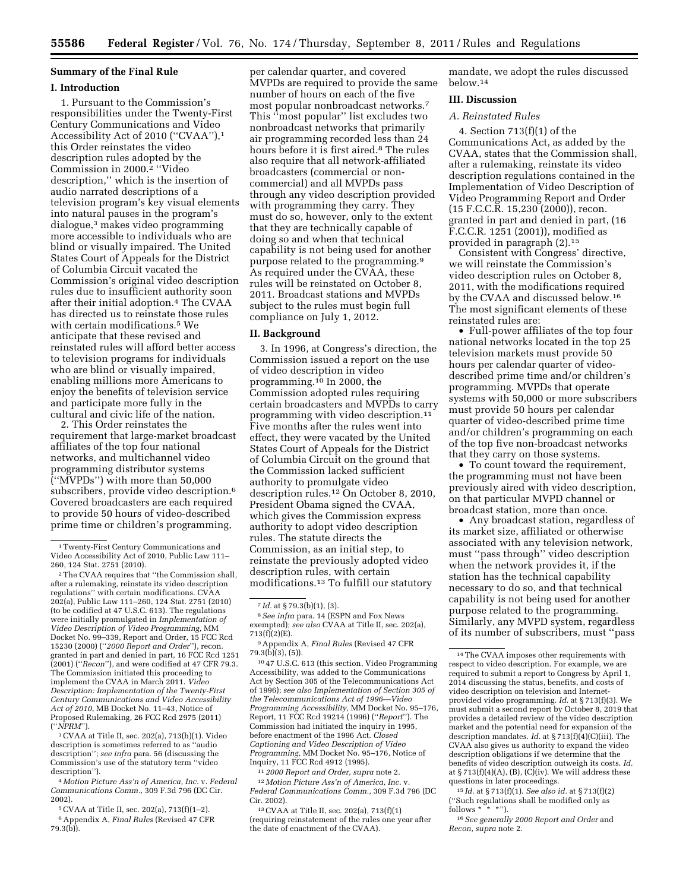## Summary of the Final Rule

### I. Introduction

1. Pursuant to the Commission's responsibilities under the Twenty-First Century Communications and Video Accessibility Act of 2010 ("CVAA"),[1] this Order reinstates the video description rules adopted by the Commission in 2000.[2] "Video description," which is the insertion of audio narrated descriptions of a television program's key visual elements into natural pauses in the program's dialogue,[3] makes video programming more accessible to individuals who are blind or visually impaired. The United States Court of Appeals for the District of Columbia Circuit vacated the Commission's original video description rules due to insufficient authority soon after their initial adoption.[4] The CVAA has directed us to reinstate those rules with certain modifications.[5] We anticipate that these revised and reinstated rules will afford better access to television programs for individuals who are blind or visually impaired, enabling millions more Americans to enjoy the benefits of television service and participate more fully in the cultural and civic life of the nation.

2. This Order reinstates the requirement that large-market broadcast affiliates of the top four national networks, and multichannel video programming distributor systems ("MVPDs") with more than 50,000 subscribers, provide video description.[6] Covered broadcasters are each required to provide 50 hours of video-described prime time or children's programming, per calendar quarter, and covered MVPDs are required to provide the same number of hours on each of the five most popular nonbroadcast networks.[7] This "most popular" list excludes two nonbroadcast networks that primarily air programming recorded less than 24 hours before it is first aired.[8] The rules also require that all network-affiliated broadcasters (commercial or non-commercial) and all MVPDs pass through any video description provided with programming they carry. They must do so, however, only to the extent that they are technically capable of doing so and when that technical capability is not being used for another purpose related to the programming.[9] As required under the CVAA, these rules will be reinstated on October 8, 2011. Broadcast stations and MVPDs subject to the rules must begin full compliance on July 1, 2012.

### II. Background

3. In 1996, at Congress's direction, the Commission issued a report on the use of video description in video programming.[10] In 2000, the Commission adopted rules requiring certain broadcasters and MVPDs to carry programming with video description.[11] Five months after the rules went into effect, they were vacated by the United States Court of Appeals for the District of Columbia Circuit on the ground that the Commission lacked sufficient authority to promulgate video description rules.[12] On October 8, 2010, President Obama signed the CVAA, which gives the Commission express authority to adopt video description rules. The statute directs the Commission, as an initial step, to reinstate the previously adopted video description rules, with certain modifications.[13] To fulfill our statutory mandate, we adopt the rules discussed below.[14]

### III. Discussion

#### *A. Reinstated Rules*

4. Section 713(f)(1) of the Communications Act, as added by the CVAA, states that the Commission shall, after a rulemaking, reinstate its video description regulations contained in the Implementation of Video Description of Video Programming Report and Order (15 F.C.C.R. 15,230 (2000)), recon. granted in part and denied in part, (16 F.C.C.R. 1251 (2001)), modified as provided in paragraph (2).[15]

Consistent with Congress' directive, we will reinstate the Commission's video description rules on October 8, 2011, with the modifications required by the CVAA and discussed below.[16] The most significant elements of these reinstated rules are:

- Full-power affiliates of the top four national networks located in the top 25 television markets must provide 50 hours per calendar quarter of video-described prime time and/or children's programming. MVPDs that operate systems with 50,000 or more subscribers must provide 50 hours per calendar quarter of video-described prime time and/or children's programming on each of the top five non-broadcast networks that they carry on those systems.
- To count toward the requirement, the programming must not have been previously aired with video description, on that particular MVPD channel or broadcast station, more than once.
- Any broadcast station, regardless of its market size, affiliated or otherwise associated with any television network, must "pass through" video description when the network provides it, if the station has the technical capability necessary to do so, and that technical capability is not being used for another purpose related to the programming. Similarly, any MVPD system, regardless of its number of subscribers, must "pass

---

[1] Twenty-First Century Communications and Video Accessibility Act of 2010, Public Law 111–260, 124 Stat. 2751 (2010).

[2] The CVAA requires that "the Commission shall, after a rulemaking, reinstate its video description regulations" with certain modifications. CVAA 202(a), Public Law 111–260, 124 Stat. 2751 (2010) (to be codified at 47 U.S.C. 613). The regulations were initially promulgated in *Implementation of Video Description of Video Programming,* MM Docket No. 99–339, Report and Order, 15 FCC Rcd 15230 (2000) ("*2000 Report and Order*"), recon. granted in part and denied in part, 16 FCC Rcd 1251 (2001) ("*Recon*"), and were codified at 47 CFR 79.3. The Commission initiated this proceeding to implement the CVAA in March 2011. *Video Description: Implementation of the Twenty-First Century Communications and Video Accessibility Act of 2010,* MB Docket No. 11–43, Notice of Proposed Rulemaking, 26 FCC Rcd 2975 (2011) ("*NPRM*").

[3] CVAA at Title II, sec. 202(a), 713(h)(1). Video description is sometimes referred to as "audio description"; *see infra* para. 56 (discussing the Commission's use of the statutory term "video description").

[4] *Motion Picture Ass'n of America, Inc.* v. *Federal Communications Comm.,* 309 F.3d 796 (DC Cir. 2002).

[5] CVAA at Title II, sec. 202(a), 713(f)(1–2).

[6] Appendix A, *Final Rules* (Revised 47 CFR 79.3(b)).

[7] *Id.* at § 79.3(b)(1), (3).

[8] *See infra* para. 14 (ESPN and Fox News exempted); *see also* CVAA at Title II, sec. 202(a), 713(f)(2)(E).

[9] Appendix A, *Final Rules* (Revised 47 CFR 79.3(b)(3), (5)).

[10] 47 U.S.C. 613 (this section, Video Programming Accessibility, was added to the Communications Act by Section 305 of the Telecommunications Act of 1996); *see also Implementation of Section 305 of the Telecommunications Act of 1996—Video Programming Accessibility,* MM Docket No. 95–176, Report, 11 FCC Rcd 19214 (1996) ("*Report*"). The Commission had initiated the inquiry in 1995, before enactment of the 1996 Act. *Closed Captioning and Video Description of Video Programming,* MM Docket No. 95–176, Notice of Inquiry, 11 FCC Rcd 4912 (1995).

[11] *2000 Report and Order, supra* note 2.

[12] *Motion Picture Ass'n of America, Inc.* v. *Federal Communications Comm.,* 309 F.3d 796 (DC Cir. 2002).

[13] CVAA at Title II, sec. 202(a), 713(f)(1) (requiring reinstatement of the rules one year after the date of enactment of the CVAA).

[14] The CVAA imposes other requirements with respect to video description. For example, we are required to submit a report to Congress by April 1, 2014 discussing the status, benefits, and costs of video description on television and Internet-provided video programming. *Id.* at § 713(f)(3). We must submit a second report by October 8, 2019 that provides a detailed review of the video description market and the potential need for expansion of the description mandates. *Id.* at § 713(f)(4)(C)(iii). The CVAA also gives us authority to expand the video description obligations if we determine that the benefits of video description outweigh its costs. *Id.* at § 713(f)(4)(A), (B), (C)(iv). We will address these questions in later proceedings.

[15] *Id.* at § 713(f)(1). *See also id.* at § 713(f)(2) ("Such regulations shall be modified only as follows * * *").

[16] *See generally 2000 Report and Order* and *Recon, supra* note 2.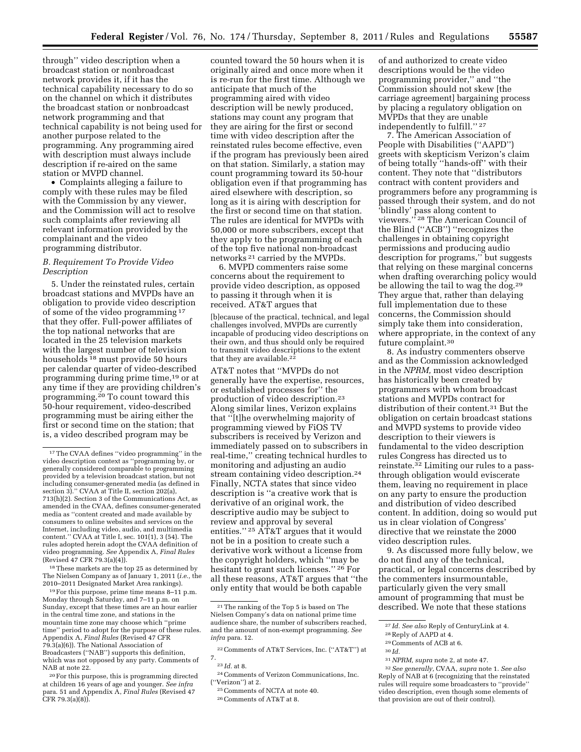through'' video description when a broadcast station or nonbroadcast network provides it, if it has the technical capability necessary to do so on the channel on which it distributes the broadcast station or nonbroadcast network programming and that technical capability is not being used for another purpose related to the programming. Any programming aired with description must always include description if re-aired on the same station or MVPD channel.

- Complaints alleging a failure to comply with these rules may be filed with the Commission by any viewer, and the Commission will act to resolve such complaints after reviewing all relevant information provided by the complainant and the video programming distributor.

### B. Requirement To Provide Video Description

5. Under the reinstated rules, certain broadcast stations and MVPDs have an obligation to provide video description of some of the video programming [17] that they offer. Full-power affiliates of the top national networks that are located in the 25 television markets with the largest number of television households [18] must provide 50 hours per calendar quarter of video-described programming during prime time,[19] or at any time if they are providing children's programming.[20] To count toward this 50-hour requirement, video-described programming must be airing either the first or second time on the station; that is, a video described program may be counted toward the 50 hours when it is originally aired and once more when it is re-run for the first time. Although we anticipate that much of the programming aired with video description will be newly produced, stations may count any program that they are airing for the first or second time with video description after the reinstated rules become effective, even if the program has previously been aired on that station. Similarly, a station may count programming toward its 50-hour obligation even if that programming has aired elsewhere with description, so long as it is airing with description for the first or second time on that station. The rules are identical for MVPDs with 50,000 or more subscribers, except that they apply to the programming of each of the top five national non-broadcast networks [21] carried by the MVPDs.

6. MVPD commenters raise some concerns about the requirement to provide video description, as opposed to passing it through when it is received. AT&T argues that

> [b]ecause of the practical, technical, and legal challenges involved, MVPDs are currently incapable of producing video descriptions on their own, and thus should only be required to transmit video descriptions to the extent that they are available.[22]

AT&T notes that ''MVPDs do not generally have the expertise, resources, or established processes for'' the production of video description.[23] Along similar lines, Verizon explains that ''[t]he overwhelming majority of programming viewed by FiOS TV subscribers is received by Verizon and immediately passed on to subscribers in real-time,'' creating technical hurdles to monitoring and adjusting an audio stream containing video description.[24] Finally, NCTA states that since video description is ''a creative work that is derivative of an original work, the descriptive audio may be subject to review and approval by several entities.'' [25] AT&T argues that it would not be in a position to create such a derivative work without a license from the copyright holders, which ''may be hesitant to grant such licenses.'' [26] For all these reasons, AT&T argues that ''the only entity that would be both capable of and authorized to create video descriptions would be the video programming provider,'' and ''the Commission should not skew [the carriage agreement] bargaining process by placing a regulatory obligation on MVPDs that they are unable independently to fulfill.'' [27]

7. The American Association of People with Disabilities (''AAPD'') greets with skepticism Verizon's claim of being totally ''hands-off'' with their content. They note that ''distributors contract with content providers and programmers before any programming is passed through their system, and do not 'blindly' pass along content to viewers.'' [28] The American Council of the Blind (''ACB'') ''recognizes the challenges in obtaining copyright permissions and producing audio description for programs,'' but suggests that relying on these marginal concerns when drafting overarching policy would be allowing the tail to wag the dog.[29] They argue that, rather than delaying full implementation due to these concerns, the Commission should simply take them into consideration, where appropriate, in the context of any future complaint.[30]

8. As industry commenters observe and as the Commission acknowledged in the *NPRM*, most video description has historically been created by programmers with whom broadcast stations and MVPDs contract for distribution of their content.[31] But the obligation on certain broadcast stations and MVPD systems to provide video description to their viewers is fundamental to the video description rules Congress has directed us to reinstate.[32] Limiting our rules to a pass-through obligation would eviscerate them, leaving no requirement in place on any party to ensure the production and distribution of video described content. In addition, doing so would put us in clear violation of Congress' directive that we reinstate the 2000 video description rules.

9. As discussed more fully below, we do not find any of the technical, practical, or legal concerns described by the commenters insurmountable, particularly given the very small amount of programming that must be described. We note that these stations

---

[17] The CVAA defines ''video programming'' in the video description context as ''programming by, or generally considered comparable to programming provided by a television broadcast station, but not including consumer-generated media (as defined in section 3).'' CVAA at Title II, section 202(a), 713(h)(2). Section 3 of the Communications Act, as amended in the CVAA, defines consumer-generated media as ''content created and made available by consumers to online websites and services on the Internet, including video, audio, and multimedia content.'' CVAA at Title I, sec. 101(1), 3 (54). The rules adopted herein adopt the CVAA definition of video programming. *See* Appendix A, *Final Rules* (Revised 47 CFR 79.3(a)(4)).

[18] These markets are the top 25 as determined by The Nielsen Company as of January 1, 2011 (*i.e.,* the 2010–2011 Designated Market Area rankings).

[19] For this purpose, prime time means 8–11 p.m. Monday through Saturday, and 7–11 p.m. on Sunday, except that these times are an hour earlier in the central time zone, and stations in the mountain time zone may choose which ''prime time'' period to adopt for the purpose of these rules. Appendix A, *Final Rules* (Revised 47 CFR 79.3(a)(6)). The National Association of Broadcasters (''NAB'') supports this definition, which was not opposed by any party. Comments of NAB at note 22.

[20] For this purpose, this is programming directed at children 16 years of age and younger. *See infra* para. 51 and Appendix A, *Final Rules* (Revised 47 CFR 79.3(a)(8)).

[21] The ranking of the Top 5 is based on The Nielsen Company's data on national prime time audience share, the number of subscribers reached, and the amount of non-exempt programming. *See infra* para. 12.

[22] Comments of AT&T Services, Inc. (''AT&T'') at 7.

[23] *Id.* at 8.

[24] Comments of Verizon Communications, Inc. (''Verizon'') at 2.

[25] Comments of NCTA at note 40.

[26] Comments of AT&T at 8.

[27] *Id. See also* Reply of CenturyLink at 4.

[28] Reply of AAPD at 4.

[29] Comments of ACB at 6.

[30] *Id.*

[31] *NPRM, supra* note 2, at note 47.

[32] *See generally,* CVAA, *supra* note 1. *See also* Reply of NAB at 6 (recognizing that the reinstated rules will require some broadcasters to ''provide'' video description, even though some elements of that provision are out of their control).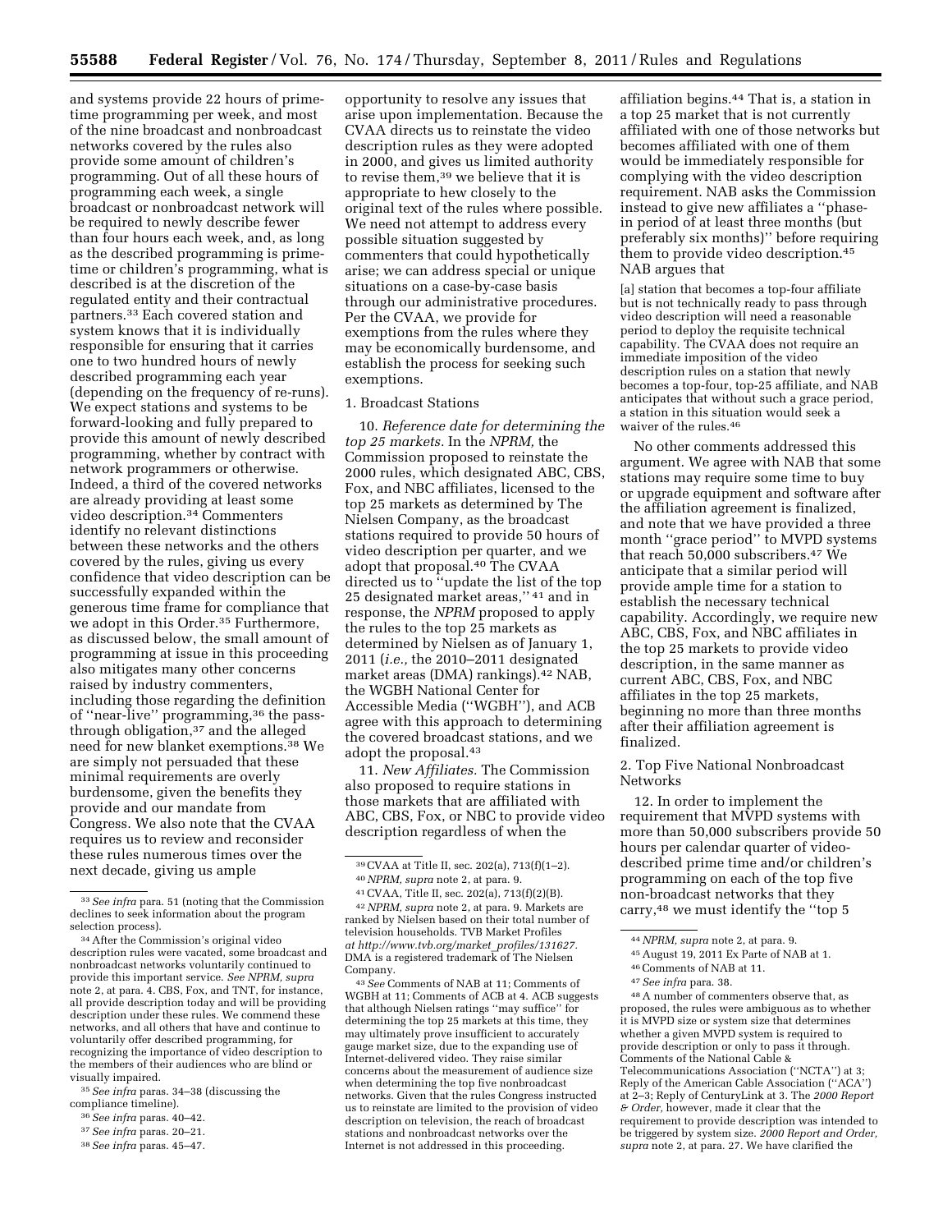and systems provide 22 hours of prime-time programming per week, and most of the nine broadcast and nonbroadcast networks covered by the rules also provide some amount of children's programming. Out of all these hours of programming each week, a single broadcast or nonbroadcast network will be required to newly describe fewer than four hours each week, and, as long as the described programming is prime-time or children's programming, what is described is at the discretion of the regulated entity and their contractual partners.[33] Each covered station and system knows that it is individually responsible for ensuring that it carries one to two hundred hours of newly described programming each year (depending on the frequency of re-runs). We expect stations and systems to be forward-looking and fully prepared to provide this amount of newly described programming, whether by contract with network programmers or otherwise. Indeed, a third of the covered networks are already providing at least some video description.[34] Commenters identify no relevant distinctions between these networks and the others covered by the rules, giving us every confidence that video description can be successfully expanded within the generous time frame for compliance that we adopt in this Order.[35] Furthermore, as discussed below, the small amount of programming at issue in this proceeding also mitigates many other concerns raised by industry commenters, including those regarding the definition of ''near-live'' programming,[36] the pass-through obligation,[37] and the alleged need for new blanket exemptions.[38] We are simply not persuaded that these minimal requirements are overly burdensome, given the benefits they provide and our mandate from Congress. We also note that the CVAA requires us to review and reconsider these rules numerous times over the next decade, giving us ample opportunity to resolve any issues that arise upon implementation. Because the CVAA directs us to reinstate the video description rules as they were adopted in 2000, and gives us limited authority to revise them,[39] we believe that it is appropriate to hew closely to the original text of the rules where possible. We need not attempt to address every possible situation suggested by commenters that could hypothetically arise; we can address special or unique situations on a case-by-case basis through our administrative procedures. Per the CVAA, we provide for exemptions from the rules where they may be economically burdensome, and establish the process for seeking such exemptions.

1. Broadcast Stations

10. *Reference date for determining the top 25 markets.* In the *NPRM,* the Commission proposed to reinstate the 2000 rules, which designated ABC, CBS, Fox, and NBC affiliates, licensed to the top 25 markets as determined by The Nielsen Company, as the broadcast stations required to provide 50 hours of video description per quarter, and we adopt that proposal.[40] The CVAA directed us to ''update the list of the top 25 designated market areas,''[41] and in response, the *NPRM* proposed to apply the rules to the top 25 markets as determined by Nielsen as of January 1, 2011 (*i.e.,* the 2010–2011 designated market areas (DMA) rankings).[42] NAB, the WGBH National Center for Accessible Media (''WGBH''), and ACB agree with this approach to determining the covered broadcast stations, and we adopt the proposal.[43]

11. *New Affiliates.* The Commission also proposed to require stations in those markets that are affiliated with ABC, CBS, Fox, or NBC to provide video description regardless of when the affiliation begins.[44] That is, a station in a top 25 market that is not currently affiliated with one of those networks but becomes affiliated with one of them would be immediately responsible for complying with the video description requirement. NAB asks the Commission instead to give new affiliates a ''phase-in period of at least three months (but preferably six months)'' before requiring them to provide video description.[45] NAB argues that

> [a] station that becomes a top-four affiliate but is not technically ready to pass through video description will need a reasonable period to deploy the requisite technical capability. The CVAA does not require an immediate imposition of the video description rules on a station that newly becomes a top-four, top-25 affiliate, and NAB anticipates that without such a grace period, a station in this situation would seek a waiver of the rules.[46]

No other comments addressed this argument. We agree with NAB that some stations may require some time to buy or upgrade equipment and software after the affiliation agreement is finalized, and note that we have provided a three month ''grace period'' to MVPD systems that reach 50,000 subscribers.[47] We anticipate that a similar period will provide ample time for a station to establish the necessary technical capability. Accordingly, we require new ABC, CBS, Fox, and NBC affiliates in the top 25 markets to provide video description, in the same manner as current ABC, CBS, Fox, and NBC affiliates in the top 25 markets, beginning no more than three months after their affiliation agreement is finalized.

2. Top Five National Nonbroadcast Networks

12. In order to implement the requirement that MVPD systems with more than 50,000 subscribers provide 50 hours per calendar quarter of video-described prime time and/or children's programming on each of the top five non-broadcast networks that they carry,[48] we must identify the ''top 5

---

[33] *See infra* para. 51 (noting that the Commission declines to seek information about the program selection process).

[34] After the Commission's original video description rules were vacated, some broadcast and nonbroadcast networks voluntarily continued to provide this important service. *See NPRM, supra* note 2, at para. 4. CBS, Fox, and TNT, for instance, all provide description today and will be providing description under these rules. We commend these networks, and all others that have and continue to voluntarily offer described programming, for recognizing the importance of video description to the members of their audiences who are blind or visually impaired.

[35] *See infra* paras. 34–38 (discussing the compliance timeline).

[36] *See infra* paras. 40–42.

[37] *See infra* paras. 20–21.

[38] *See infra* paras. 45–47.

[39] CVAA at Title II, sec. 202(a), 713(f)(1–2).

[40] *NPRM, supra* note 2, at para. 9.

[41] CVAA, Title II, sec. 202(a), 713(f)(2)(B).

[42] *NPRM, supra* note 2, at para. 9. Markets are ranked by Nielsen based on their total number of television households. TVB Market Profiles *at http://www.tvb.org/market_profiles/131627.* DMA is a registered trademark of The Nielsen Company.

[43] *See* Comments of NAB at 11; Comments of WGBH at 11; Comments of ACB at 4. ACB suggests that although Nielsen ratings ''may suffice'' for determining the top 25 markets at this time, they may ultimately prove insufficient to accurately gauge market size, due to the expanding use of Internet-delivered video. They raise similar concerns about the measurement of audience size when determining the top five nonbroadcast networks. Given that the rules Congress instructed us to reinstate are limited to the provision of video description on television, the reach of broadcast stations and nonbroadcast networks over the Internet is not addressed in this proceeding.

[44] *NPRM, supra* note 2, at para. 9.

[45] August 19, 2011 Ex Parte of NAB at 1.

[46] Comments of NAB at 11.

[47] *See infra* para. 38.

[48] A number of commenters observe that, as proposed, the rules were ambiguous as to whether it is MVPD size or system size that determines whether a given MVPD system is required to provide description or only to pass it through. Comments of the National Cable & Telecommunications Association (''NCTA'') at 3; Reply of the American Cable Association (''ACA'') at 2–3; Reply of CenturyLink at 3. The *2000 Report & Order,* however, made it clear that the requirement to provide description was intended to be triggered by system size. *2000 Report and Order, supra* note 2, at para. 27. We have clarified the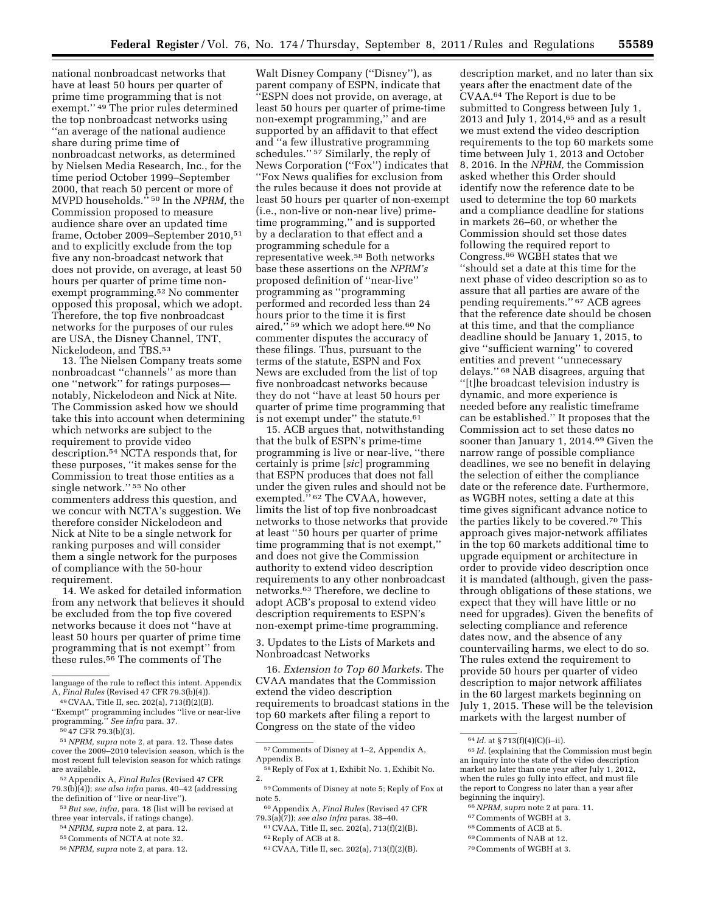national nonbroadcast networks that have at least 50 hours per quarter of prime time programming that is not exempt.'' [49] The prior rules determined the top nonbroadcast networks using ''an average of the national audience share during prime time of nonbroadcast networks, as determined by Nielsen Media Research, Inc., for the time period October 1999–September 2000, that reach 50 percent or more of MVPD households.'' [50] In the *NPRM,* the Commission proposed to measure audience share over an updated time frame, October 2009–September 2010,[51] and to explicitly exclude from the top five any non-broadcast network that does not provide, on average, at least 50 hours per quarter of prime time non-exempt programming.[52] No commenter opposed this proposal, which we adopt. Therefore, the top five nonbroadcast networks for the purposes of our rules are USA, the Disney Channel, TNT, Nickelodeon, and TBS.[53]

13. The Nielsen Company treats some nonbroadcast ''channels'' as more than one ''network'' for ratings purposes—notably, Nickelodeon and Nick at Nite. The Commission asked how we should take this into account when determining which networks are subject to the requirement to provide video description.[54] NCTA responds that, for these purposes, ''it makes sense for the Commission to treat those entities as a single network.'' [55] No other commenters address this question, and we concur with NCTA's suggestion. We therefore consider Nickelodeon and Nick at Nite to be a single network for ranking purposes and will consider them a single network for the purposes of compliance with the 50-hour requirement.

14. We asked for detailed information from any network that believes it should be excluded from the top five covered networks because it does not ''have at least 50 hours per quarter of prime time programming that is not exempt'' from these rules.[56] The comments of The Walt Disney Company (''Disney''), as parent company of ESPN, indicate that ''ESPN does not provide, on average, at least 50 hours per quarter of prime-time non-exempt programming,'' and are supported by an affidavit to that effect and ''a few illustrative programming schedules.'' [57] Similarly, the reply of News Corporation (''Fox'') indicates that ''Fox News qualifies for exclusion from the rules because it does not provide at least 50 hours per quarter of non-exempt (i.e., non-live or non-near live) prime-time programming,'' and is supported by a declaration to that effect and a programming schedule for a representative week.[58] Both networks base these assertions on the *NPRM's* proposed definition of ''near-live'' programming as ''programming performed and recorded less than 24 hours prior to the time it is first aired,'' [59] which we adopt here.[60] No commenter disputes the accuracy of these filings. Thus, pursuant to the terms of the statute, ESPN and Fox News are excluded from the list of top five nonbroadcast networks because they do not ''have at least 50 hours per quarter of prime time programming that is not exempt under'' the statute.[61]

15. ACB argues that, notwithstanding that the bulk of ESPN's prime-time programming is live or near-live, ''there certainly is prime [*sic*] programming that ESPN produces that does not fall under the given rules and should not be exempted.'' [62] The CVAA, however, limits the list of top five nonbroadcast networks to those networks that provide at least ''50 hours per quarter of prime time programming that is not exempt,'' and does not give the Commission authority to extend video description requirements to any other nonbroadcast networks.[63] Therefore, we decline to adopt ACB's proposal to extend video description requirements to ESPN's non-exempt prime-time programming.

3. Updates to the Lists of Markets and Nonbroadcast Networks

16. *Extension to Top 60 Markets.* The CVAA mandates that the Commission extend the video description requirements to broadcast stations in the top 60 markets after filing a report to Congress on the state of the video description market, and no later than six years after the enactment date of the CVAA.[64] The Report is due to be submitted to Congress between July 1, 2013 and July 1, 2014,[65] and as a result we must extend the video description requirements to the top 60 markets some time between July 1, 2013 and October 8, 2016. In the *NPRM,* the Commission asked whether this Order should identify now the reference date to be used to determine the top 60 markets and a compliance deadline for stations in markets 26–60, or whether the Commission should set those dates following the required report to Congress.[66] WGBH states that we ''should set a date at this time for the next phase of video description so as to assure that all parties are aware of the pending requirements.'' [67] ACB agrees that the reference date should be chosen at this time, and that the compliance deadline should be January 1, 2015, to give ''sufficient warning'' to covered entities and prevent ''unnecessary delays.'' [68] NAB disagrees, arguing that ''[t]he broadcast television industry is dynamic, and more experience is needed before any realistic timeframe can be established.'' It proposes that the Commission act to set these dates no sooner than January 1, 2014.[69] Given the narrow range of possible compliance deadlines, we see no benefit in delaying the selection of either the compliance date or the reference date. Furthermore, as WGBH notes, setting a date at this time gives significant advance notice to the parties likely to be covered.[70] This approach gives major-network affiliates in the top 60 markets additional time to upgrade equipment or architecture in order to provide video description once it is mandated (although, given the pass-through obligations of these stations, we expect that they will have little or no need for upgrades). Given the benefits of selecting compliance and reference dates now, and the absence of any countervailing harms, we elect to do so. The rules extend the requirement to provide 50 hours per quarter of video description to major network affiliates in the 60 largest markets beginning on July 1, 2015. These will be the television markets with the largest number of

---

language of the rule to reflect this intent. Appendix A, *Final Rules* (Revised 47 CFR 79.3(b)(4)).

[49] CVAA, Title II, sec. 202(a), 713(f)(2)(B). ''Exempt'' programming includes ''live or near-live programming.'' *See infra* para. 37.

[50] 47 CFR 79.3(b)(3).

[51] *NPRM, supra* note 2, at para. 12. These dates cover the 2009–2010 television season, which is the most recent full television season for which ratings are available.

[52] Appendix A, *Final Rules* (Revised 47 CFR 79.3(b)(4)); *see also infra* paras. 40–42 (addressing the definition of ''live or near-live'').

[53] *But see, infra,* para. 18 (list will be revised at three year intervals, if ratings change).

[54] *NPRM, supra* note 2, at para. 12.

[55] Comments of NCTA at note 32.

[56] *NPRM, supra* note 2, at para. 12.

[57] Comments of Disney at 1–2, Appendix A, Appendix B.

[58] Reply of Fox at 1, Exhibit No. 1, Exhibit No. 2.

[59] Comments of Disney at note 5; Reply of Fox at note 5.

[60] Appendix A, *Final Rules* (Revised 47 CFR 79.3(a)(7)); *see also infra* paras. 38–40.

[61] CVAA, Title II, sec. 202(a), 713(f)(2)(B).

[62] Reply of ACB at 8.

[63] CVAA, Title II, sec. 202(a), 713(f)(2)(B).

[64] *Id.* at § 713(f)(4)(C)(i–ii).

[65] *Id.* (explaining that the Commission must begin an inquiry into the state of the video description market no later than one year after July 1, 2012, when the rules go fully into effect, and must file the report to Congress no later than a year after beginning the inquiry).

[66] *NPRM, supra* note 2 at para. 11.

[67] Comments of WGBH at 3.

[68] Comments of ACB at 5.

[69] Comments of NAB at 12.

[70] Comments of WGBH at 3.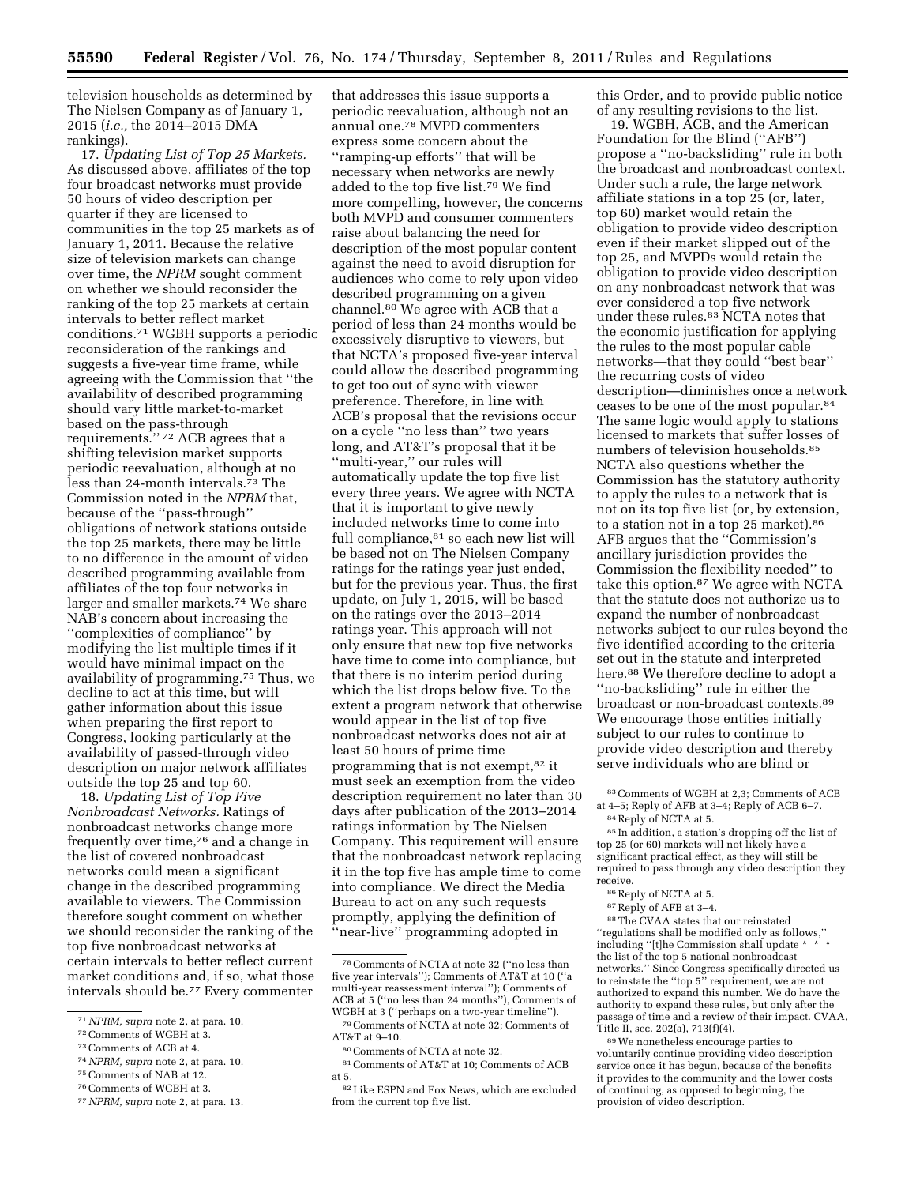television households as determined by The Nielsen Company as of January 1, 2015 (*i.e.,* the 2014–2015 DMA rankings).

17. *Updating List of Top 25 Markets.* As discussed above, affiliates of the top four broadcast networks must provide 50 hours of video description per quarter if they are licensed to communities in the top 25 markets as of January 1, 2011. Because the relative size of television markets can change over time, the *NPRM* sought comment on whether we should reconsider the ranking of the top 25 markets at certain intervals to better reflect market conditions.[71] WGBH supports a periodic reconsideration of the rankings and suggests a five-year time frame, while agreeing with the Commission that ''the availability of described programming should vary little market-to-market based on the pass-through requirements.'' [72] ACB agrees that a shifting television market supports periodic reevaluation, although at no less than 24-month intervals.[73] The Commission noted in the *NPRM* that, because of the ''pass-through'' obligations of network stations outside the top 25 markets, there may be little to no difference in the amount of video described programming available from affiliates of the top four networks in larger and smaller markets.[74] We share NAB's concern about increasing the ''complexities of compliance'' by modifying the list multiple times if it would have minimal impact on the availability of programming.[75] Thus, we decline to act at this time, but will gather information about this issue when preparing the first report to Congress, looking particularly at the availability of passed-through video description on major network affiliates outside the top 25 and top 60.

18. *Updating List of Top Five Nonbroadcast Networks.* Ratings of nonbroadcast networks change more frequently over time,[76] and a change in the list of covered nonbroadcast networks could mean a significant change in the described programming available to viewers. The Commission therefore sought comment on whether we should reconsider the ranking of the top five nonbroadcast networks at certain intervals to better reflect current market conditions and, if so, what those intervals should be.[77] Every commenter that addresses this issue supports a periodic reevaluation, although not an annual one.[78] MVPD commenters express some concern about the ''ramping-up efforts'' that will be necessary when networks are newly added to the top five list.[79] We find more compelling, however, the concerns both MVPD and consumer commenters raise about balancing the need for description of the most popular content against the need to avoid disruption for audiences who come to rely upon video described programming on a given channel.[80] We agree with ACB that a period of less than 24 months would be excessively disruptive to viewers, but that NCTA's proposed five-year interval could allow the described programming to get too out of sync with viewer preference. Therefore, in line with ACB's proposal that the revisions occur on a cycle ''no less than'' two years long, and AT&T's proposal that it be ''multi-year,'' our rules will automatically update the top five list every three years. We agree with NCTA that it is important to give newly included networks time to come into full compliance,[81] so each new list will be based not on The Nielsen Company ratings for the ratings year just ended, but for the previous year. Thus, the first update, on July 1, 2015, will be based on the ratings over the 2013–2014 ratings year. This approach will not only ensure that new top five networks have time to come into compliance, but that there is no interim period during which the list drops below five. To the extent a program network that otherwise would appear in the list of top five nonbroadcast networks does not air at least 50 hours of prime time programming that is not exempt,[82] it must seek an exemption from the video description requirement no later than 30 days after publication of the 2013–2014 ratings information by The Nielsen Company. This requirement will ensure that the nonbroadcast network replacing it in the top five has ample time to come into compliance. We direct the Media Bureau to act on any such requests promptly, applying the definition of ''near-live'' programming adopted in this Order, and to provide public notice of any resulting revisions to the list.

19. WGBH, ACB, and the American Foundation for the Blind (''AFB'') propose a ''no-backsliding'' rule in both the broadcast and nonbroadcast context. Under such a rule, the large network affiliate stations in a top 25 (or, later, top 60) market would retain the obligation to provide video description even if their market slipped out of the top 25, and MVPDs would retain the obligation to provide video description on any nonbroadcast network that was ever considered a top five network under these rules.[83] NCTA notes that the economic justification for applying the rules to the most popular cable networks—that they could ''best bear'' the recurring costs of video description—diminishes once a network ceases to be one of the most popular.[84] The same logic would apply to stations licensed to markets that suffer losses of numbers of television households.[85] NCTA also questions whether the Commission has the statutory authority to apply the rules to a network that is not on its top five list (or, by extension, to a station not in a top 25 market).[86] AFB argues that the ''Commission's ancillary jurisdiction provides the Commission the flexibility needed'' to take this option.[87] We agree with NCTA that the statute does not authorize us to expand the number of nonbroadcast networks subject to our rules beyond the five identified according to the criteria set out in the statute and interpreted here.[88] We therefore decline to adopt a ''no-backsliding'' rule in either the broadcast or non-broadcast contexts.[89] We encourage those entities initially subject to our rules to continue to provide video description and thereby serve individuals who are blind or

---

[71] *NPRM, supra* note 2, at para. 10.

[72] Comments of WGBH at 3.

[73] Comments of ACB at 4.

[74] *NPRM, supra* note 2, at para. 10.

[75] Comments of NAB at 12.

[76] Comments of WGBH at 3.

[77] *NPRM, supra* note 2, at para. 13.

[78] Comments of NCTA at note 32 (''no less than five year intervals''); Comments of AT&T at 10 (''a multi-year reassessment interval''); Comments of ACB at 5 (''no less than 24 months''), Comments of WGBH at 3 (''perhaps on a two-year timeline'').

[79] Comments of NCTA at note 32; Comments of AT&T at 9–10.

[80] Comments of NCTA at note 32.

[81] Comments of AT&T at 10; Comments of ACB at 5.

[82] Like ESPN and Fox News, which are excluded from the current top five list.

[83] Comments of WGBH at 2,3; Comments of ACB at 4–5; Reply of AFB at 3–4; Reply of ACB 6–7.

[84] Reply of NCTA at 5.

[85] In addition, a station's dropping off the list of top 25 (or 60) markets will not likely have a significant practical effect, as they will still be required to pass through any video description they receive.

[86] Reply of NCTA at 5.

[87] Reply of AFB at 3–4.

[88] The CVAA states that our reinstated ''regulations shall be modified only as follows,'' including ''[t]he Commission shall update * * * the list of the top 5 national nonbroadcast networks.'' Since Congress specifically directed us to reinstate the ''top 5'' requirement, we are not authorized to expand this number. We do have the authority to expand these rules, but only after the passage of time and a review of their impact. CVAA, Title II, sec. 202(a), 713(f)(4).

[89] We nonetheless encourage parties to voluntarily continue providing video description service once it has begun, because of the benefits it provides to the community and the lower costs of continuing, as opposed to beginning, the provision of video description.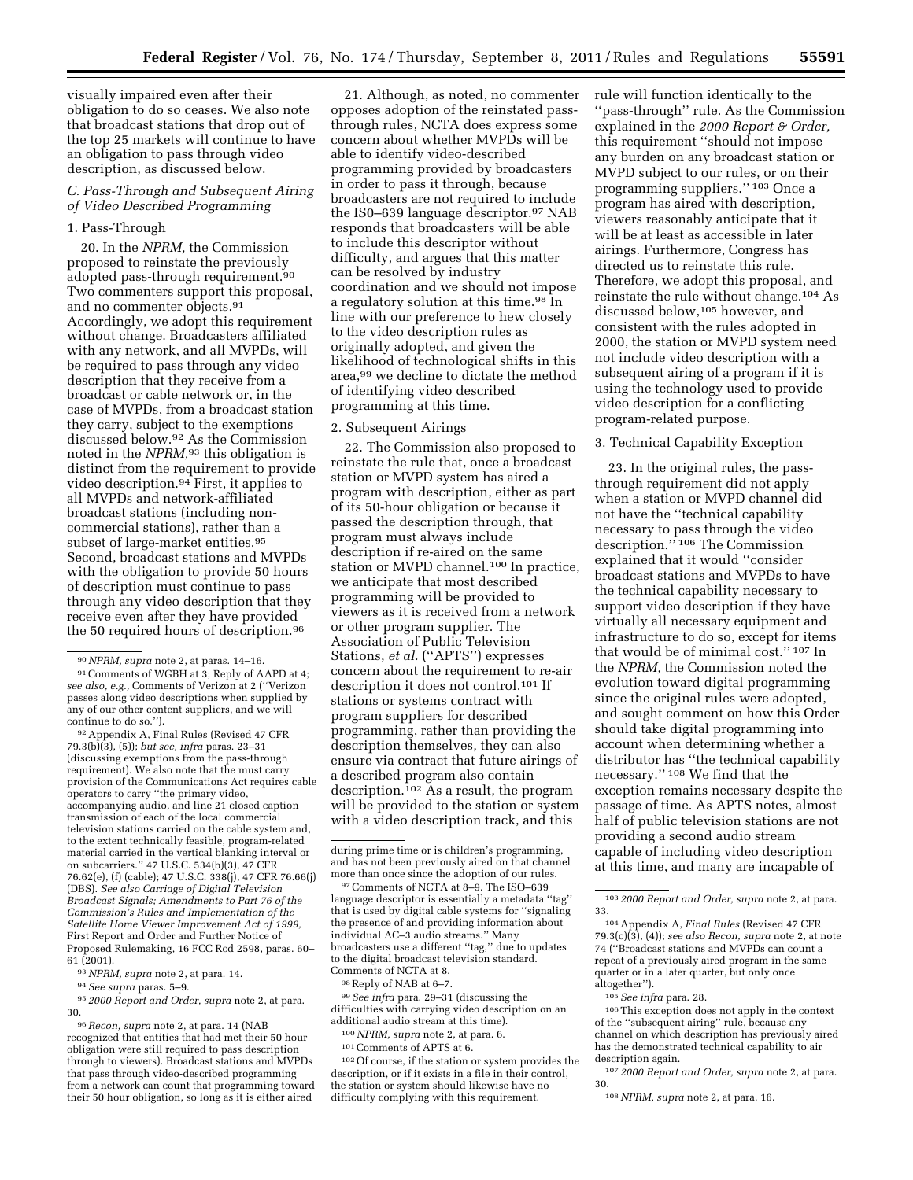visually impaired even after their obligation to do so ceases. We also note that broadcast stations that drop out of the top 25 markets will continue to have an obligation to pass through video description, as discussed below.

### C. Pass-Through and Subsequent Airing of Video Described Programming

#### 1. Pass-Through

20. In the *NPRM,* the Commission proposed to reinstate the previously adopted pass-through requirement.[90] Two commenters support this proposal, and no commenter objects.[91] Accordingly, we adopt this requirement without change. Broadcasters affiliated with any network, and all MVPDs, will be required to pass through any video description that they receive from a broadcast or cable network or, in the case of MVPDs, from a broadcast station they carry, subject to the exemptions discussed below.[92] As the Commission noted in the *NPRM,*[93] this obligation is distinct from the requirement to provide video description.[94] First, it applies to all MVPDs and network-affiliated broadcast stations (including noncommercial stations), rather than a subset of large-market entities.[95] Second, broadcast stations and MVPDs with the obligation to provide 50 hours of description must continue to pass through any video description that they receive even after they have provided the 50 required hours of description.[96]

21. Although, as noted, no commenter opposes adoption of the reinstated pass-through rules, NCTA does express some concern about whether MVPDs will be able to identify video-described programming provided by broadcasters in order to pass it through, because broadcasters are not required to include the IS0–639 language descriptor.[97] NAB responds that broadcasters will be able to include this descriptor without difficulty, and argues that this matter can be resolved by industry coordination and we should not impose a regulatory solution at this time.[98] In line with our preference to hew closely to the video description rules as originally adopted, and given the likelihood of technological shifts in this area,[99] we decline to dictate the method of identifying video described programming at this time.

#### 2. Subsequent Airings

22. The Commission also proposed to reinstate the rule that, once a broadcast station or MVPD system has aired a program with description, either as part of its 50-hour obligation or because it passed the description through, that program must always include description if re-aired on the same station or MVPD channel.[100] In practice, we anticipate that most described programming will be provided to viewers as it is received from a network or other program supplier. The Association of Public Television Stations, *et al.* (''APTS'') expresses concern about the requirement to re-air description it does not control.[101] If stations or systems contract with program suppliers for described programming, rather than providing the description themselves, they can also ensure via contract that future airings of a described program also contain description.[102] As a result, the program will be provided to the station or system with a video description track, and this rule will function identically to the ''pass-through'' rule. As the Commission explained in the *2000 Report & Order,* this requirement ''should not impose any burden on any broadcast station or MVPD subject to our rules, or on their programming suppliers.'' [103] Once a program has aired with description, viewers reasonably anticipate that it will be at least as accessible in later airings. Furthermore, Congress has directed us to reinstate this rule. Therefore, we adopt this proposal, and reinstate the rule without change.[104] As discussed below,[105] however, and consistent with the rules adopted in 2000, the station or MVPD system need not include video description with a subsequent airing of a program if it is using the technology used to provide video description for a conflicting program-related purpose.

#### 3. Technical Capability Exception

23. In the original rules, the pass-through requirement did not apply when a station or MVPD channel did not have the ''technical capability necessary to pass through the video description.'' [106] The Commission explained that it would ''consider broadcast stations and MVPDs to have the technical capability necessary to support video description if they have virtually all necessary equipment and infrastructure to do so, except for items that would be of minimal cost.'' [107] In the *NPRM,* the Commission noted the evolution toward digital programming since the original rules were adopted, and sought comment on how this Order should take digital programming into account when determining whether a distributor has ''the technical capability necessary.'' [108] We find that the exception remains necessary despite the passage of time. As APTS notes, almost half of public television stations are not providing a second audio stream capable of including video description at this time, and many are incapable of

---

[90] *NPRM, supra* note 2, at paras. 14–16.

[91] Comments of WGBH at 3; Reply of AAPD at 4; *see also, e.g.,* Comments of Verizon at 2 (''Verizon passes along video descriptions when supplied by any of our other content suppliers, and we will continue to do so.'').

[92] Appendix A, Final Rules (Revised 47 CFR 79.3(b)(3), (5)); *but see, infra* paras. 23–31 (discussing exemptions from the pass-through requirement). We also note that the must carry provision of the Communications Act requires cable operators to carry ''the primary video, accompanying audio, and line 21 closed caption transmission of each of the local commercial television stations carried on the cable system and, to the extent technically feasible, program-related material carried in the vertical blanking interval or on subcarriers.'' 47 U.S.C. 534(b)(3), 47 CFR 76.62(e), (f) (cable); 47 U.S.C. 338(j), 47 CFR 76.66(j) (DBS). *See also Carriage of Digital Television Broadcast Signals; Amendments to Part 76 of the Commission's Rules and Implementation of the Satellite Home Viewer Improvement Act of 1999,* First Report and Order and Further Notice of Proposed Rulemaking, 16 FCC Rcd 2598, paras. 60–61 (2001).

[93] *NPRM, supra* note 2, at para. 14.

[94] *See supra* paras. 5–9.

[95] *2000 Report and Order, supra* note 2, at para. 30.

[96] *Recon, supra* note 2, at para. 14 (NAB recognized that entities that had met their 50 hour obligation were still required to pass description through to viewers). Broadcast stations and MVPDs that pass through video-described programming from a network can count that programming toward their 50 hour obligation, so long as it is either aired during prime time or is children's programming, and has not been previously aired on that channel more than once since the adoption of our rules.

[97] Comments of NCTA at 8–9. The ISO–639 language descriptor is essentially a metadata ''tag'' that is used by digital cable systems for ''signaling the presence of and providing information about individual AC–3 audio streams.'' Many broadcasters use a different ''tag,'' due to updates to the digital broadcast television standard. Comments of NCTA at 8.

[98] Reply of NAB at 6–7.

[99] *See infra* paras. 29–31 (discussing the difficulties with carrying video description on an additional audio stream at this time).

[100] *NPRM, supra* note 2, at para. 6.

[101] Comments of APTS at 6.

[102] Of course, if the station or system provides the description, or if it exists in a file in their control, the station or system should likewise have no difficulty complying with this requirement.

[103] *2000 Report and Order, supra* note 2, at para. 33.

[104] Appendix A, *Final Rules* (Revised 47 CFR 79.3(c)(3), (4)); *see also Recon, supra* note 2, at note 74 (''Broadcast stations and MVPDs can count a repeat of a previously aired program in the same quarter or in a later quarter, but only once altogether'').

[105] *See infra* para. 28.

[106] This exception does not apply in the context of the ''subsequent airing'' rule, because any channel on which description has previously aired has the demonstrated technical capability to air description again.

[107] *2000 Report and Order, supra* note 2, at para. 30.

[108] *NPRM, supra* note 2, at para. 16.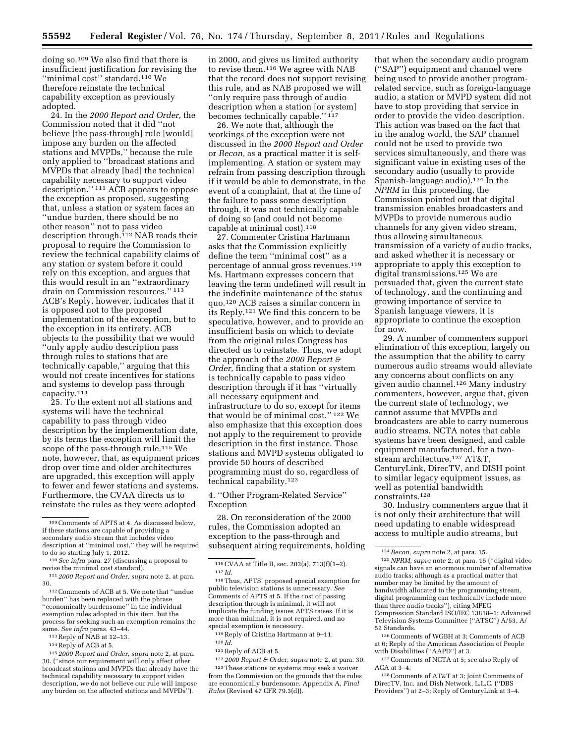doing so.[109] We also find that there is insufficient justification for revising the ''minimal cost'' standard.[110] We therefore reinstate the technical capability exception as previously adopted.

24. In the *2000 Report and Order,* the Commission noted that it did ''not believe [the pass-through] rule [would] impose any burden on the affected stations and MVPDs,'' because the rule only applied to ''broadcast stations and MVPDs that already [had] the technical capability necessary to support video description.'' [111] ACB appears to oppose the exception as proposed, suggesting that, unless a station or system faces an ''undue burden, there should be no other reason'' not to pass video description through.[112] NAB reads their proposal to require the Commission to review the technical capability claims of any station or system before it could rely on this exception, and argues that this would result in an ''extraordinary drain on Commission resources.'' [113] ACB's Reply, however, indicates that it is opposed not to the proposed implementation of the exception, but to the exception in its entirety. ACB objects to the possibility that we would ''only apply audio description pass through rules to stations that are technically capable,'' arguing that this would not create incentives for stations and systems to develop pass through capacity.[114]

25. To the extent not all stations and systems will have the technical capability to pass through video description by the implementation date, by its terms the exception will limit the scope of the pass-through rule.[115] We note, however, that, as equipment prices drop over time and older architectures are upgraded, this exception will apply to fewer and fewer stations and systems. Furthermore, the CVAA directs us to reinstate the rules as they were adopted in 2000, and gives us limited authority to revise them.[116] We agree with NAB that the record does not support revising this rule, and as NAB proposed we will ''only require pass through of audio description when a station [or system] becomes technically capable.'' [117]

26. We note that, although the workings of the exception were not discussed in the *2000 Report and Order* or *Recon,* as a practical matter it is self-implementing. A station or system may refrain from passing description through if it would be able to demonstrate, in the event of a complaint, that at the time of the failure to pass some description through, it was not technically capable of doing so (and could not become capable at minimal cost).[118]

27. Commenter Cristina Hartmann asks that the Commission explicitly define the term ''minimal cost'' as a percentage of annual gross revenues.[119] Ms. Hartmann expresses concern that leaving the term undefined will result in the indefinite maintenance of the status quo.[120] ACB raises a similar concern in its Reply.[121] We find this concern to be speculative, however, and to provide an insufficient basis on which to deviate from the original rules Congress has directed us to reinstate. Thus, we adopt the approach of the *2000 Report & Order,* finding that a station or system is technically capable to pass video description through if it has ''virtually all necessary equipment and infrastructure to do so, except for items that would be of minimal cost.'' [122] We also emphasize that this exception does not apply to the requirement to provide description in the first instance. Those stations and MVPD systems obligated to provide 50 hours of described programming must do so, regardless of technical capability.[123]

### 4. ''Other Program-Related Service'' Exception

28. On reconsideration of the 2000 rules, the Commission adopted an exception to the pass-through and subsequent airing requirements, holding that when the secondary audio program (''SAP'') equipment and channel were being used to provide another program-related service, such as foreign-language audio, a station or MVPD system did not have to stop providing that service in order to provide the video description. This action was based on the fact that in the analog world, the SAP channel could not be used to provide two services simultaneously, and there was significant value in existing uses of the secondary audio (usually to provide Spanish-language audio).[124] In the *NPRM* in this proceeding, the Commission pointed out that digital transmission enables broadcasters and MVPDs to provide numerous audio channels for any given video stream, thus allowing simultaneous transmission of a variety of audio tracks, and asked whether it is necessary or appropriate to apply this exception to digital transmissions.[125] We are persuaded that, given the current state of technology, and the continuing and growing importance of service to Spanish language viewers, it is appropriate to continue the exception for now.

29. A number of commenters support elimination of this exception, largely on the assumption that the ability to carry numerous audio streams would alleviate any concerns about conflicts on any given audio channel.[126] Many industry commenters, however, argue that, given the current state of technology, we cannot assume that MVPDs and broadcasters are able to carry numerous audio streams. NCTA notes that cable systems have been designed, and cable equipment manufactured, for a two-stream architecture.[127] AT&T, CenturyLink, DirecTV, and DISH point to similar legacy equipment issues, as well as potential bandwidth constraints.[128]

30. Industry commenters argue that it is not only their architecture that will need updating to enable widespread access to multiple audio streams, but

---

[109] Comments of APTS at 4. As discussed below, if these stations are capable of providing a secondary audio stream that includes video description at ''minimal cost,'' they will be required to do so starting July 1, 2012.

[110] *See infra* para. 27 (discussing a proposal to revise the minimal cost standard).

[111] *2000 Report and Order, supra* note 2, at para. 30.

[112] Comments of ACB at 5. We note that ''undue burden'' has been replaced with the phrase ''economically burdensome'' in the individual exemption rules adopted in this item, but the process for seeking such an exemption remains the same. *See infra* paras. 43–44.

[113] Reply of NAB at 12–13.

[114] Reply of ACB at 5.

[115] *2000 Report and Order, supra* note 2, at para. 30. (''since our requirement will only affect other broadcast stations and MVPDs that already have the technical capability necessary to support video description, we do not believe our rule will impose any burden on the affected stations and MVPDs'').

[116] CVAA at Title II, sec. 202(a), 713(f)(1–2).

[117] *Id.*

[118] Thus, APTS' proposed special exemption for public television stations is unnecessary. *See* Comments of APTS at 5. If the cost of passing description through is minimal, it will not implicate the funding issues APTS raises. If it is more than minimal, it is not required, and no special exemption is necessary.

[119] Reply of Cristina Hartmann at 9–11.

[120] *Id.*

[121] Reply of ACB at 5.

[122] *2000 Report & Order, supra* note 2, at para. 30.

[123] These stations or systems may seek a waiver from the Commission on the grounds that the rules are economically burdensome. Appendix A, *Final Rules* (Revised 47 CFR 79.3(d)).

[124] *Recon, supra* note 2, at para. 15.

[125] *NPRM, supra* note 2, at para. 15 (''digital video signals can have an enormous number of alternative audio tracks; although as a practical matter that number may be limited by the amount of bandwidth allocated to the programming stream, digital programming can technically include more than three audio tracks''), citing MPEG Compression Standard ISO/IEC 13818–1; Advanced Television Systems Committee (''ATSC'') A/53, A/52 Standards.

[126] Comments of WGBH at 3; Comments of ACB at 6; Reply of the American Association of People with Disabilities (''AAPD'') at 3.

[127] Comments of NCTA at 5; see also Reply of ACA at 3–4.

[128] Comments of AT&T at 3; Joint Comments of DirecTV, Inc. and Dish Network, L.L.C. (''DBS Providers'') at 2–3; Reply of CenturyLink at 3–4.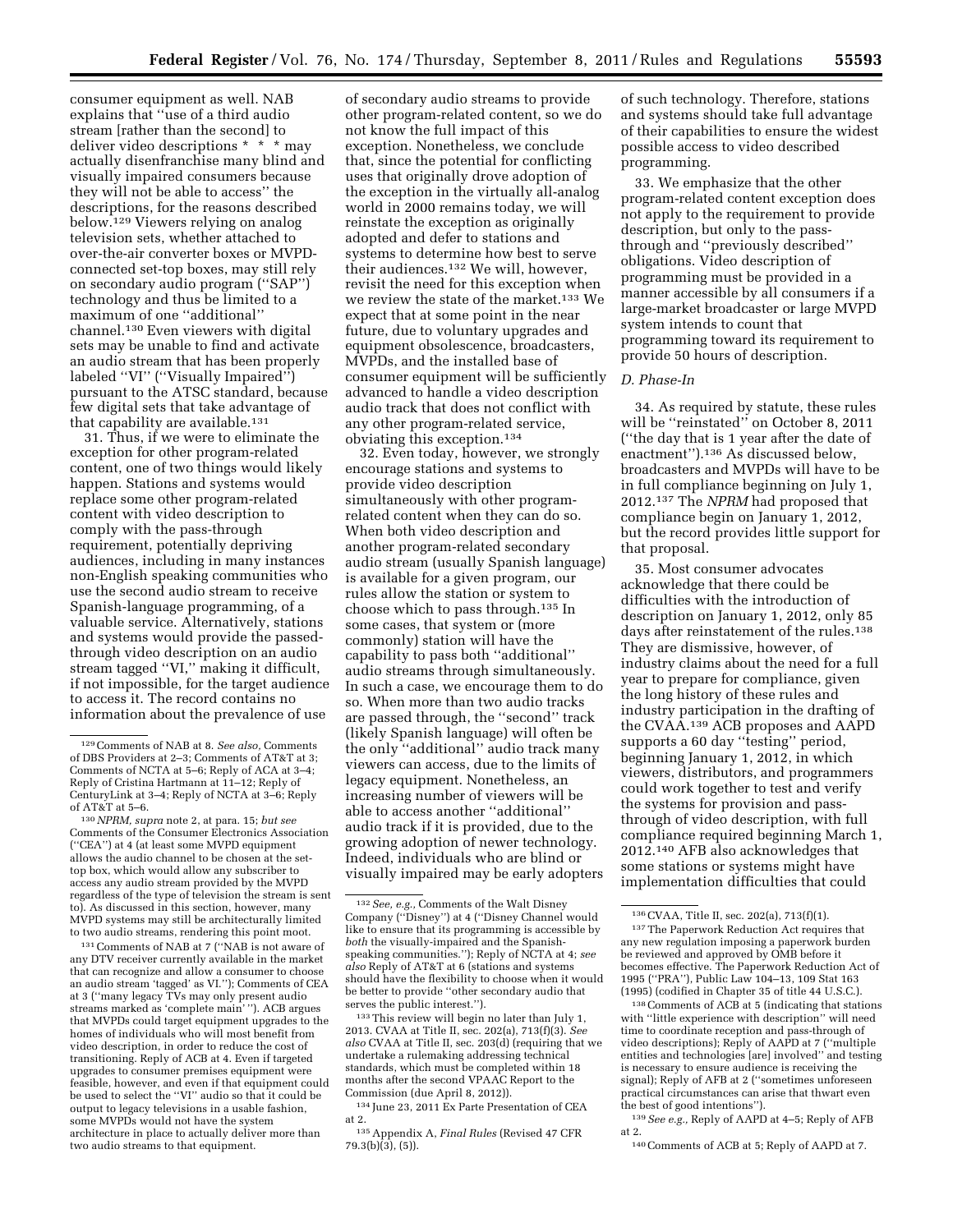consumer equipment as well. NAB explains that "use of a third audio stream [rather than the second] to deliver video descriptions * * * may actually disenfranchise many blind and visually impaired consumers because they will not be able to access" the descriptions, for the reasons described below.[129] Viewers relying on analog television sets, whether attached to over-the-air converter boxes or MVPD-connected set-top boxes, may still rely on secondary audio program ("SAP") technology and thus be limited to a maximum of one "additional" channel.[130] Even viewers with digital sets may be unable to find and activate an audio stream that has been properly labeled "VI" ("Visually Impaired") pursuant to the ATSC standard, because few digital sets that take advantage of that capability are available.[131]

31. Thus, if we were to eliminate the exception for other program-related content, one of two things would likely happen. Stations and systems would replace some other program-related content with video description to comply with the pass-through requirement, potentially depriving audiences, including in many instances non-English speaking communities who use the second audio stream to receive Spanish-language programming, of a valuable service. Alternatively, stations and systems would provide the passed-through video description on an audio stream tagged "VI," making it difficult, if not impossible, for the target audience to access it. The record contains no information about the prevalence of use of secondary audio streams to provide other program-related content, so we do not know the full impact of this exception. Nonetheless, we conclude that, since the potential for conflicting uses that originally drove adoption of the exception in the virtually all-analog world in 2000 remains today, we will reinstate the exception as originally adopted and defer to stations and systems to determine how best to serve their audiences.[132] We will, however, revisit the need for this exception when we review the state of the market.[133] We expect that at some point in the near future, due to voluntary upgrades and equipment obsolescence, broadcasters, MVPDs, and the installed base of consumer equipment will be sufficiently advanced to handle a video description audio track that does not conflict with any other program-related service, obviating this exception.[134]

32. Even today, however, we strongly encourage stations and systems to provide video description simultaneously with other program-related content when they can do so. When both video description and another program-related secondary audio stream (usually Spanish language) is available for a given program, our rules allow the station or system to choose which to pass through.[135] In some cases, that system or (more commonly) station will have the capability to pass both "additional" audio streams through simultaneously. In such a case, we encourage them to do so. When more than two audio tracks are passed through, the "second" track (likely Spanish language) will often be the only "additional" audio track many viewers can access, due to the limits of legacy equipment. Nonetheless, an increasing number of viewers will be able to access another "additional" audio track if it is provided, due to the growing adoption of newer technology. Indeed, individuals who are blind or visually impaired may be early adopters of such technology. Therefore, stations and systems should take full advantage of their capabilities to ensure the widest possible access to video described programming.

33. We emphasize that the other program-related content exception does not apply to the requirement to provide description, but only to the pass-through and "previously described" obligations. Video description of programming must be provided in a manner accessible by all consumers if a large-market broadcaster or large MVPD system intends to count that programming toward its requirement to provide 50 hours of description.

### *D. Phase-In*

34. As required by statute, these rules will be "reinstated" on October 8, 2011 ("the day that is 1 year after the date of enactment").[136] As discussed below, broadcasters and MVPDs will have to be in full compliance beginning on July 1, 2012.[137] The *NPRM* had proposed that compliance begin on January 1, 2012, but the record provides little support for that proposal.

35. Most consumer advocates acknowledge that there could be difficulties with the introduction of description on January 1, 2012, only 85 days after reinstatement of the rules.[138] They are dismissive, however, of industry claims about the need for a full year to prepare for compliance, given the long history of these rules and industry participation in the drafting of the CVAA.[139] ACB proposes and AAPD supports a 60 day "testing" period, beginning January 1, 2012, in which viewers, distributors, and programmers could work together to test and verify the systems for provision and pass-through of video description, with full compliance required beginning March 1, 2012.[140] AFB also acknowledges that some stations or systems might have implementation difficulties that could

---

[129] Comments of NAB at 8. *See also*, Comments of DBS Providers at 2–3; Comments of AT&T at 3; Comments of NCTA at 5–6; Reply of ACA at 3–4; Reply of Cristina Hartmann at 11–12; Reply of CenturyLink at 3–4; Reply of NCTA at 3–6; Reply of AT&T at 5–6.

[130] *NPRM, supra* note 2, at para. 15; *but see* Comments of the Consumer Electronics Association ("CEA") at 4 (at least some MVPD equipment allows the audio channel to be chosen at the set-top box, which would allow any subscriber to access any audio stream provided by the MVPD regardless of the type of television the stream is sent to). As discussed in this section, however, many MVPD systems may still be architecturally limited to two audio streams, rendering this point moot.

[131] Comments of NAB at 7 ("NAB is not aware of any DTV receiver currently available in the market that can recognize and allow a consumer to choose an audio stream 'tagged' as VI."); Comments of CEA at 3 ("many legacy TVs may only present audio streams marked as 'complete main' "). ACB argues that MVPDs could target equipment upgrades to the homes of individuals who will most benefit from video description, in order to reduce the cost of transitioning. Reply of ACB at 4. Even if targeted upgrades to consumer premises equipment were feasible, however, and even if that equipment could be used to select the "VI" audio so that it could be output to legacy televisions in a usable fashion, some MVPDs would not have the system architecture in place to actually deliver more than two audio streams to that equipment.

[132] *See, e.g.*, Comments of the Walt Disney Company ("Disney") at 4 ("Disney Channel would like to ensure that its programming is accessible by *both* the visually-impaired and the Spanish-speaking communities."); Reply of NCTA at 4; *see also* Reply of AT&T at 6 (stations and systems should have the flexibility to choose when it would be better to provide "other secondary audio that serves the public interest.").

[133] This review will begin no later than July 1, 2013. CVAA at Title II, sec. 202(a), 713(f)(3). *See also* CVAA at Title II, sec. 203(d) (requiring that we undertake a rulemaking addressing technical standards, which must be completed within 18 months after the second VPAAC Report to the Commission (due April 8, 2012)).

[134] June 23, 2011 Ex Parte Presentation of CEA at 2.

[135] Appendix A, *Final Rules* (Revised 47 CFR 79.3(b)(3), (5)).

[136] CVAA, Title II, sec. 202(a), 713(f)(1).

[137] The Paperwork Reduction Act requires that any new regulation imposing a paperwork burden be reviewed and approved by OMB before it becomes effective. The Paperwork Reduction Act of 1995 ("PRA"), Public Law 104–13, 109 Stat 163 (1995) (codified in Chapter 35 of title 44 U.S.C.).

[138] Comments of ACB at 5 (indicating that stations with "little experience with description" will need time to coordinate reception and pass-through of video descriptions); Reply of AAPD at 7 ("multiple entities and technologies [are] involved" and testing is necessary to ensure audience is receiving the signal); Reply of AFB at 2 ("sometimes unforeseen practical circumstances can arise that thwart even the best of good intentions").

[139] *See e.g.*, Reply of AAPD at 4–5; Reply of AFB at 2.

[140] Comments of ACB at 5; Reply of AAPD at 7.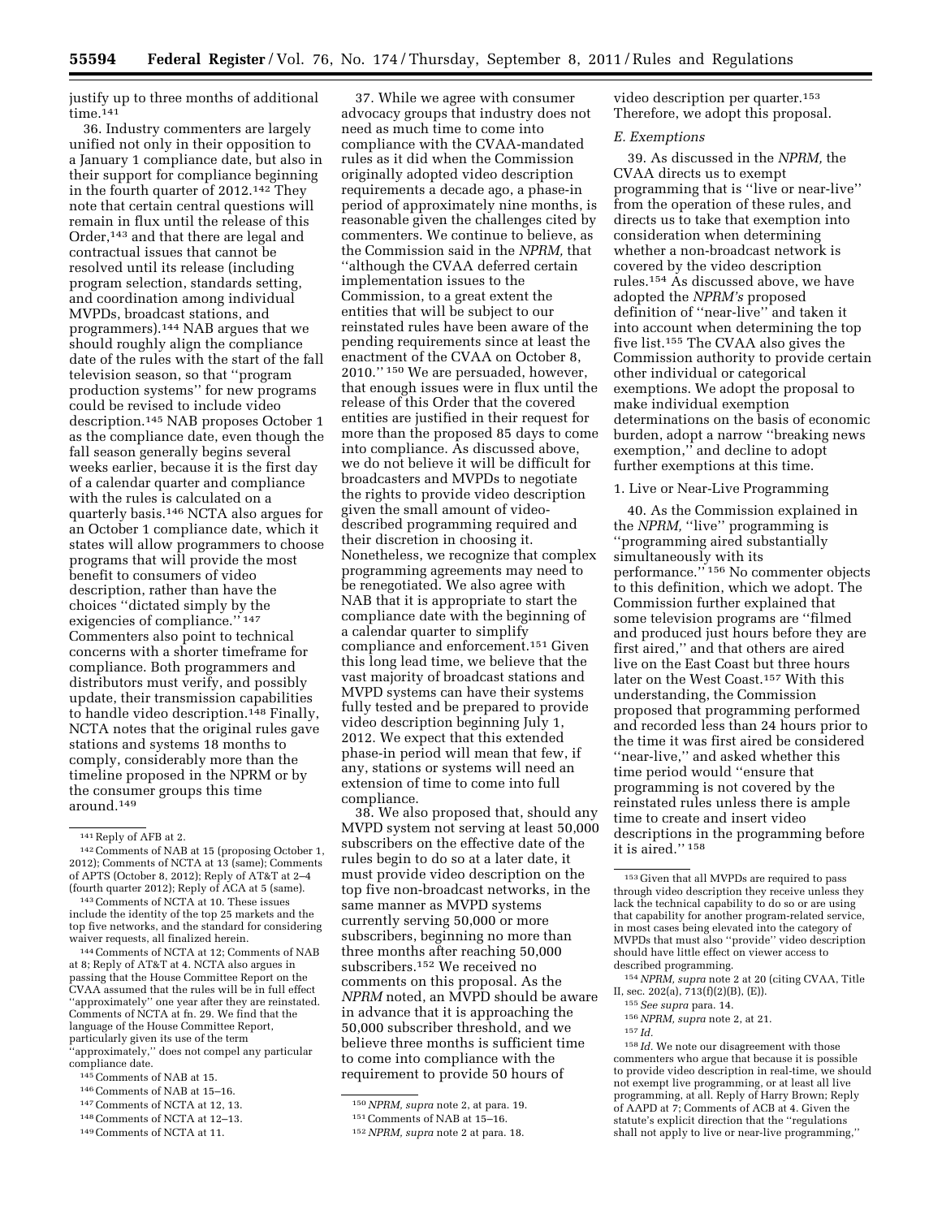justify up to three months of additional time.[141]

36. Industry commenters are largely unified not only in their opposition to a January 1 compliance date, but also in their support for compliance beginning in the fourth quarter of 2012.[142] They note that certain central questions will remain in flux until the release of this Order,[143] and that there are legal and contractual issues that cannot be resolved until its release (including program selection, standards setting, and coordination among individual MVPDs, broadcast stations, and programmers).[144] NAB argues that we should roughly align the compliance date of the rules with the start of the fall television season, so that ''program production systems'' for new programs could be revised to include video description.[145] NAB proposes October 1 as the compliance date, even though the fall season generally begins several weeks earlier, because it is the first day of a calendar quarter and compliance with the rules is calculated on a quarterly basis.[146] NCTA also argues for an October 1 compliance date, which it states will allow programmers to choose programs that will provide the most benefit to consumers of video description, rather than have the choices ''dictated simply by the exigencies of compliance.''[147] Commenters also point to technical concerns with a shorter timeframe for compliance. Both programmers and distributors must verify, and possibly update, their transmission capabilities to handle video description.[148] Finally, NCTA notes that the original rules gave stations and systems 18 months to comply, considerably more than the timeline proposed in the NPRM or by the consumer groups this time around.[149]

37. While we agree with consumer advocacy groups that industry does not need as much time to come into compliance with the CVAA-mandated rules as it did when the Commission originally adopted video description requirements a decade ago, a phase-in period of approximately nine months, is reasonable given the challenges cited by commenters. We continue to believe, as the Commission said in the *NPRM,* that ''although the CVAA deferred certain implementation issues to the Commission, to a great extent the entities that will be subject to our reinstated rules have been aware of the pending requirements since at least the enactment of the CVAA on October 8, 2010.''[150] We are persuaded, however, that enough issues were in flux until the release of this Order that the covered entities are justified in their request for more than the proposed 85 days to come into compliance. As discussed above, we do not believe it will be difficult for broadcasters and MVPDs to negotiate the rights to provide video description given the small amount of video-described programming required and their discretion in choosing it. Nonetheless, we recognize that complex programming agreements may need to be renegotiated. We also agree with NAB that it is appropriate to start the compliance date with the beginning of a calendar quarter to simplify compliance and enforcement.[151] Given this long lead time, we believe that the vast majority of broadcast stations and MVPD systems can have their systems fully tested and be prepared to provide video description beginning July 1, 2012. We expect that this extended phase-in period will mean that few, if any, stations or systems will need an extension of time to come into full compliance.

38. We also proposed that, should any MVPD system not serving at least 50,000 subscribers on the effective date of the rules begin to do so at a later date, it must provide video description on the top five non-broadcast networks, in the same manner as MVPD systems currently serving 50,000 or more subscribers, beginning no more than three months after reaching 50,000 subscribers.[152] We received no comments on this proposal. As the *NPRM* noted, an MVPD should be aware in advance that it is approaching the 50,000 subscriber threshold, and we believe three months is sufficient time to come into compliance with the requirement to provide 50 hours of video description per quarter.[153] Therefore, we adopt this proposal.

### *E. Exemptions*

39. As discussed in the *NPRM,* the CVAA directs us to exempt programming that is ''live or near-live'' from the operation of these rules, and directs us to take that exemption into consideration when determining whether a non-broadcast network is covered by the video description rules.[154] As discussed above, we have adopted the *NPRM's* proposed definition of ''near-live'' and taken it into account when determining the top five list.[155] The CVAA also gives the Commission authority to provide certain other individual or categorical exemptions. We adopt the proposal to make individual exemption determinations on the basis of economic burden, adopt a narrow ''breaking news exemption,'' and decline to adopt further exemptions at this time.

#### 1. Live or Near-Live Programming

40. As the Commission explained in the *NPRM,* ''live'' programming is ''programming aired substantially simultaneously with its performance.''[156] No commenter objects to this definition, which we adopt. The Commission further explained that some television programs are ''filmed and produced just hours before they are first aired,'' and that others are aired live on the East Coast but three hours later on the West Coast.[157] With this understanding, the Commission proposed that programming performed and recorded less than 24 hours prior to the time it was first aired be considered ''near-live,'' and asked whether this time period would ''ensure that programming is not covered by the reinstated rules unless there is ample time to create and insert video descriptions in the programming before it is aired.''[158]

---

[141] Reply of AFB at 2.

[142] Comments of NAB at 15 (proposing October 1, 2012); Comments of NCTA at 13 (same); Comments of APTS (October 8, 2012); Reply of AT&T at 2–4 (fourth quarter 2012); Reply of ACA at 5 (same).

[143] Comments of NCTA at 10. These issues include the identity of the top 25 markets and the top five networks, and the standard for considering waiver requests, all finalized herein.

[144] Comments of NCTA at 12; Comments of NAB at 8; Reply of AT&T at 4. NCTA also argues in passing that the House Committee Report on the CVAA assumed that the rules will be in full effect ''approximately'' one year after they are reinstated. Comments of NCTA at fn. 29. We find that the language of the House Committee Report, particularly given its use of the term ''approximately,'' does not compel any particular compliance date.

[145] Comments of NAB at 15.

[146] Comments of NAB at 15–16.

[147] Comments of NCTA at 12, 13.

[148] Comments of NCTA at 12–13.

[149] Comments of NCTA at 11.

[150] *NPRM, supra* note 2, at para. 19.

[151] Comments of NAB at 15–16.

[152] *NPRM, supra* note 2 at para. 18.

[153] Given that all MVPDs are required to pass through video description they receive unless they lack the technical capability to do so or are using that capability for another program-related service, in most cases being elevated into the category of MVPDs that must also ''provide'' video description should have little effect on viewer access to described programming.

[154] *NPRM, supra* note 2 at 20 (citing CVAA, Title II, sec. 202(a), 713(f)(2)(B), (E)).

[155] *See supra* para. 14.

[156] *NPRM, supra* note 2, at 21.

[157] *Id.*

[158] *Id.* We note our disagreement with those commenters who argue that because it is possible to provide video description in real-time, we should not exempt live programming, or at least all live programming, at all. Reply of Harry Brown; Reply of AAPD at 7; Comments of ACB at 4. Given the statute's explicit direction that the ''regulations shall not apply to live or near-live programming,''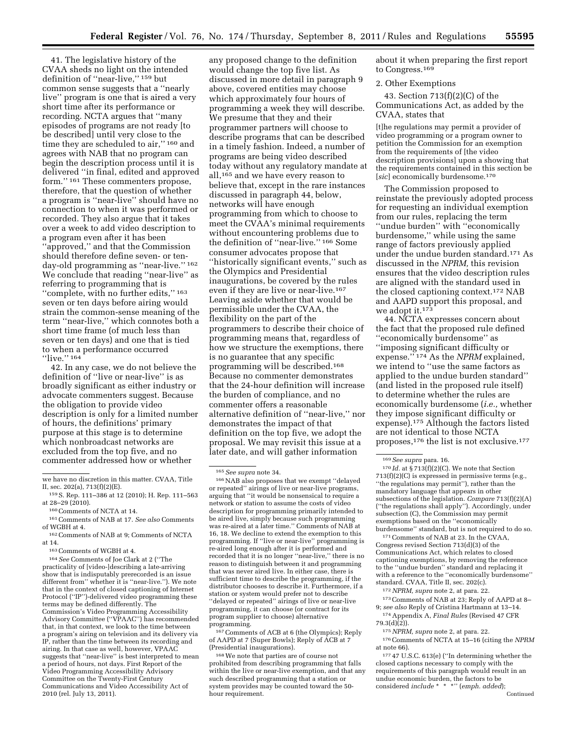41. The legislative history of the CVAA sheds no light on the intended definition of ''near-live,'' [159] but common sense suggests that a ''nearly live'' program is one that is aired a very short time after its performance or recording. NCTA argues that ''many episodes of programs are not ready [to be described] until very close to the time they are scheduled to air,'' [160] and agrees with NAB that no program can begin the description process until it is delivered ''in final, edited and approved form.'' [161] These commenters propose, therefore, that the question of whether a program is ''near-live'' should have no connection to when it was performed or recorded. They also argue that it takes over a week to add video description to a program even after it has been ''approved,'' and that the Commission should therefore define seven- or ten-day-old programming as ''near-live.'' [162] We conclude that reading ''near-live'' as referring to programming that is ''complete, with no further edits,'' [163] seven or ten days before airing would strain the common-sense meaning of the term ''near-live,'' which connotes both a short time frame (of much less than seven or ten days) and one that is tied to when a performance occurred ''live.'' [164]

42. In any case, we do not believe the definition of ''live or near-live'' is as broadly significant as either industry or advocate commenters suggest. Because the obligation to provide video description is only for a limited number of hours, the definitions' primary purpose at this stage is to determine which nonbroadcast networks are excluded from the top five, and no commenter addressed how or whether any proposed change to the definition would change the top five list. As discussed in more detail in paragraph 9 above, covered entities may choose which approximately four hours of programming a week they will describe. We presume that they and their programmer partners will choose to describe programs that can be described in a timely fashion. Indeed, a number of programs are being video described today without any regulatory mandate at all,[165] and we have every reason to believe that, except in the rare instances discussed in paragraph 44, below, networks will have enough programming from which to choose to meet the CVAA's minimal requirements without encountering problems due to the definition of ''near-live.'' [166] Some consumer advocates propose that ''historically significant events,'' such as the Olympics and Presidential inaugurations, be covered by the rules even if they are live or near-live.[167] Leaving aside whether that would be permissible under the CVAA, the flexibility on the part of the programmers to describe their choice of programming means that, regardless of how we structure the exemptions, there is no guarantee that any specific programming will be described.[168] Because no commenter demonstrates that the 24-hour definition will increase the burden of compliance, and no commenter offers a reasonable alternative definition of ''near-live,'' nor demonstrates the impact of that definition on the top five, we adopt the proposal. We may revisit this issue at a later date, and will gather information about it when preparing the first report to Congress.[169]

2. Other Exemptions

43. Section 713(f)(2)(C) of the Communications Act, as added by the CVAA, states that

> [t]he regulations may permit a provider of video programming or a program owner to petition the Commission for an exemption from the requirements of [the video description provisions] upon a showing that the requirements contained in this section be [*sic*] economically burdensome.[170]

The Commission proposed to reinstate the previously adopted process for requesting an individual exemption from our rules, replacing the term ''undue burden'' with ''economically burdensome,'' while using the same range of factors previously applied under the undue burden standard.[171] As discussed in the *NPRM,* this revision ensures that the video description rules are aligned with the standard used in the closed captioning context.[172] NAB and AAPD support this proposal, and we adopt it.[173]

44. NCTA expresses concern about the fact that the proposed rule defined ''economically burdensome'' as ''imposing significant difficulty or expense.'' [174] As the *NPRM* explained, we intend to ''use the same factors as applied to the undue burden standard'' (and listed in the proposed rule itself) to determine whether the rules are economically burdensome (*i.e.,* whether they impose significant difficulty or expense).[175] Although the factors listed are not identical to those NCTA proposes,[176] the list is not exclusive.[177]

---

we have no discretion in this matter. CVAA, Title II, sec. 202(a), 713(f)(2)(E).

[159] S. Rep. 111–386 at 12 (2010); H. Rep. 111–563 at 28–29 (2010).

[160] Comments of NCTA at 14.

[161] Comments of NAB at 17. *See also* Comments of WGBH at 4.

[162] Comments of NAB at 9; Comments of NCTA at 14.

[163] Comments of WGBH at 4.

[164] *See* Comments of Joe Clark at 2 (''The practicality of [video-]describing a late-arriving show that is indisputably prerecorded is an issue different from'' whether it is ''near-live.''). We note that in the context of closed captioning of Internet Protocol (''IP'')-delivered video programming these terms may be defined differently. The Commission's Video Programming Accessibility Advisory Committee (''VPAAC'') has recommended that, in that context, we look to the time between a program's airing on television and its delivery via IP, rather than the time between its recording and airing. In that case as well, however, VPAAC suggests that ''near-live'' is best interpreted to mean a period of hours, not days. First Report of the Video Programming Accessibility Advisory Committee on the Twenty-First Century Communications and Video Accessibility Act of 2010 (rel. July 13, 2011).

[165] *See supra* note 34.

[166] NAB also proposes that we exempt ''delayed or repeated'' airings of live or near-live programs, arguing that ''it would be nonsensical to require a network or station to assume the costs of video description for programming primarily intended to be aired live, simply because such programming was re-aired at a later time.'' Comments of NAB at 16, 18. We decline to extend the exemption to this programming. If ''live or near-live'' programming is re-aired long enough after it is performed and recorded that it is no longer ''near-live,'' there is no reason to distinguish between it and programming that was never aired live. In either case, there is sufficient time to describe the programming, if the distributor chooses to describe it. Furthermore, if a station or system would prefer not to describe ''delayed or repeated'' airings of live or near-live programming, it can choose (or contract for its program supplier to choose) alternative programming.

[167] Comments of ACB at 6 (the Olympics); Reply of AAPD at 7 (Super Bowls); Reply of ACB at 7 (Presidential inaugurations).

[168] We note that parties are of course not prohibited from describing programming that falls within the live or near-live exemption, and that any such described programming that a station or system provides may be counted toward the 50-hour requirement.

[169] *See supra* para. 16.

[170] *Id.* at § 713(f)(2)(C). We note that Section 713(f)(2)(C) is expressed in permissive terms (e.g., ''the regulations may permit''), rather than the mandatory language that appears in other subsections of the legislation. *Compare* 713(f)(2)(A) (''the regulations shall apply''). Accordingly, under subsection (C), the Commission may permit exemptions based on the ''economically burdensome'' standard, but is not required to do so.

[171] Comments of NAB at 23. In the CVAA, Congress revised Section 713(d)(3) of the Communications Act, which relates to closed captioning exemptions, by removing the reference to the ''undue burden'' standard and replacing it with a reference to the ''economically burdensome'' standard. CVAA, Title II, sec. 202(c).

[172] *NPRM, supra* note 2, at para. 22.

[173] Comments of NAB at 23; Reply of AAPD at 8–9; *see also* Reply of Cristina Hartmann at 13–14.

[174] Appendix A, *Final Rules* (Revised 47 CFR 79.3(d)(2)).

[175] *NPRM, supra* note 2, at para. 22.

[176] Comments of NCTA at 15–16 (citing the *NPRM* at note 66).

[177] 47 U.S.C. 613(e) (''In determining whether the closed captions necessary to comply with the requirements of this paragraph would result in an undue economic burden, the factors to be considered *include* * * *'' (*emph. added*);

Continued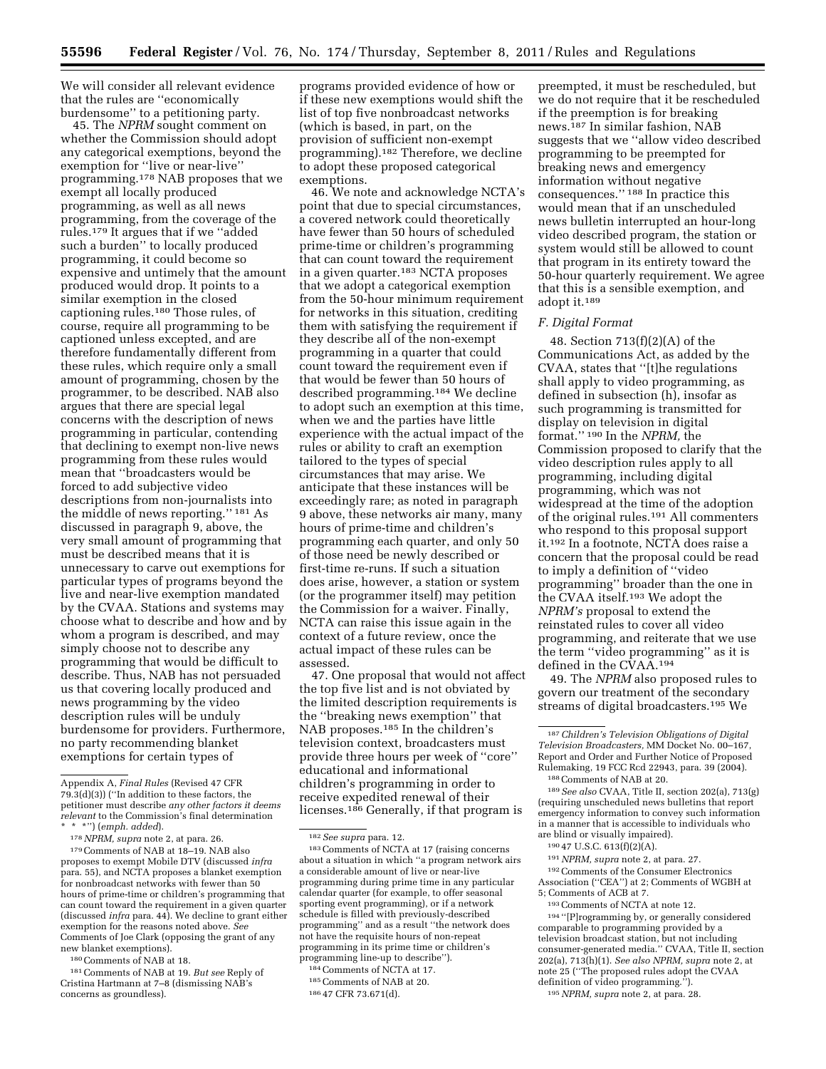We will consider all relevant evidence that the rules are "economically burdensome" to a petitioning party.

45. The *NPRM* sought comment on whether the Commission should adopt any categorical exemptions, beyond the exemption for "live or near-live" programming.[178] NAB proposes that we exempt all locally produced programming, as well as all news programming, from the coverage of the rules.[179] It argues that if we "added such a burden" to locally produced programming, it could become so expensive and untimely that the amount produced would drop. It points to a similar exemption in the closed captioning rules.[180] Those rules, of course, require all programming to be captioned unless excepted, and are therefore fundamentally different from these rules, which require only a small amount of programming, chosen by the programmer, to be described. NAB also argues that there are special legal concerns with the description of news programming in particular, contending that declining to exempt non-live news programming from these rules would mean that "broadcasters would be forced to add subjective video descriptions from non-journalists into the middle of news reporting." [181] As discussed in paragraph 9, above, the very small amount of programming that must be described means that it is unnecessary to carve out exemptions for particular types of programs beyond the live and near-live exemption mandated by the CVAA. Stations and systems may choose what to describe and how and by whom a program is described, and may simply choose not to describe any programming that would be difficult to describe. Thus, NAB has not persuaded us that covering locally produced and news programming by the video description rules will be unduly burdensome for providers. Furthermore, no party recommending blanket exemptions for certain types of programs provided evidence of how or if these new exemptions would shift the list of top five nonbroadcast networks (which is based, in part, on the provision of sufficient non-exempt programming).[182] Therefore, we decline to adopt these proposed categorical exemptions.

46. We note and acknowledge NCTA's point that due to special circumstances, a covered network could theoretically have fewer than 50 hours of scheduled prime-time or children's programming that can count toward the requirement in a given quarter.[183] NCTA proposes that we adopt a categorical exemption from the 50-hour minimum requirement for networks in this situation, crediting them with satisfying the requirement if they describe all of the non-exempt programming in a quarter that could count toward the requirement even if that would be fewer than 50 hours of described programming.[184] We decline to adopt such an exemption at this time, when we and the parties have little experience with the actual impact of the rules or ability to craft an exemption tailored to the types of special circumstances that may arise. We anticipate that these instances will be exceedingly rare; as noted in paragraph 9 above, these networks air many, many hours of prime-time and children's programming each quarter, and only 50 of those need be newly described or first-time re-runs. If such a situation does arise, however, a station or system (or the programmer itself) may petition the Commission for a waiver. Finally, NCTA can raise this issue again in the context of a future review, once the actual impact of these rules can be assessed.

47. One proposal that would not affect the top five list and is not obviated by the limited description requirements is the "breaking news exemption" that NAB proposes.[185] In the children's television context, broadcasters must provide three hours per week of "core" educational and informational children's programming in order to receive expedited renewal of their licenses.[186] Generally, if that program is preempted, it must be rescheduled, but we do not require that it be rescheduled if the preemption is for breaking news.[187] In similar fashion, NAB suggests that we "allow video described programming to be preempted for breaking news and emergency information without negative consequences." [188] In practice this would mean that if an unscheduled news bulletin interrupted an hour-long video described program, the station or system would still be allowed to count that program in its entirety toward the 50-hour quarterly requirement. We agree that this is a sensible exemption, and adopt it.[189]

### F. Digital Format

48. Section 713(f)(2)(A) of the Communications Act, as added by the CVAA, states that "[t]he regulations shall apply to video programming, as defined in subsection (h), insofar as such programming is transmitted for display on television in digital format." [190] In the *NPRM*, the Commission proposed to clarify that the video description rules apply to all programming, including digital programming, which was not widespread at the time of the adoption of the original rules.[191] All commenters who respond to this proposal support it.[192] In a footnote, NCTA does raise a concern that the proposal could be read to imply a definition of "video programming" broader than the one in the CVAA itself.[193] We adopt the *NPRM's* proposal to extend the reinstated rules to cover all video programming, and reiterate that we use the term "video programming" as it is defined in the CVAA.[194]

49. The *NPRM* also proposed rules to govern our treatment of the secondary streams of digital broadcasters.[195] We

---

Appendix A, *Final Rules* (Revised 47 CFR 79.3(d)(3)) ("In addition to these factors, the petitioner must describe *any other factors it deems relevant* to the Commission's final determination * * *") (*emph. added*).

[178] *NPRM, supra* note 2, at para. 26.

[179] Comments of NAB at 18–19. NAB also proposes to exempt Mobile DTV (discussed *infra* para. 55), and NCTA proposes a blanket exemption for nonbroadcast networks with fewer than 50 hours of prime-time or children's programming that can count toward the requirement in a given quarter (discussed *infra* para. 44). We decline to grant either exemption for the reasons noted above. *See* Comments of Joe Clark (opposing the grant of any new blanket exemptions).

[180] Comments of NAB at 18.

[181] Comments of NAB at 19. *But see* Reply of Cristina Hartmann at 7–8 (dismissing NAB's concerns as groundless).

[182] *See supra* para. 12.

[183] Comments of NCTA at 17 (raising concerns about a situation in which "a program network airs a considerable amount of live or near-live programming during prime time in any particular calendar quarter (for example, to offer seasonal sporting event programming), or if a network schedule is filled with previously-described programming" and as a result "the network does not have the requisite hours of non-repeat programming in its prime time or children's programming line-up to describe").

[184] Comments of NCTA at 17.

[185] Comments of NAB at 20.

[186] 47 CFR 73.671(d).

[187] *Children's Television Obligations of Digital Television Broadcasters,* MM Docket No. 00–167, Report and Order and Further Notice of Proposed Rulemaking, 19 FCC Rcd 22943, para. 39 (2004).

[188] Comments of NAB at 20.

[189] *See also* CVAA, Title II, section 202(a), 713(g) (requiring unscheduled news bulletins that report emergency information to convey such information in a manner that is accessible to individuals who are blind or visually impaired).

[190] 47 U.S.C. 613(f)(2)(A).

[191] *NPRM, supra* note 2, at para. 27.

[192] Comments of the Consumer Electronics Association ("CEA") at 2; Comments of WGBH at 5; Comments of ACB at 7.

[193] Comments of NCTA at note 12.

[194] "[P]rogramming by, or generally considered comparable to programming provided by a television broadcast station, but not including consumer-generated media." CVAA, Title II, section 202(a), 713(h)(1). *See also NPRM, supra* note 2, at note 25 ("The proposed rules adopt the CVAA definition of video programming.").

[195] *NPRM, supra* note 2, at para. 28.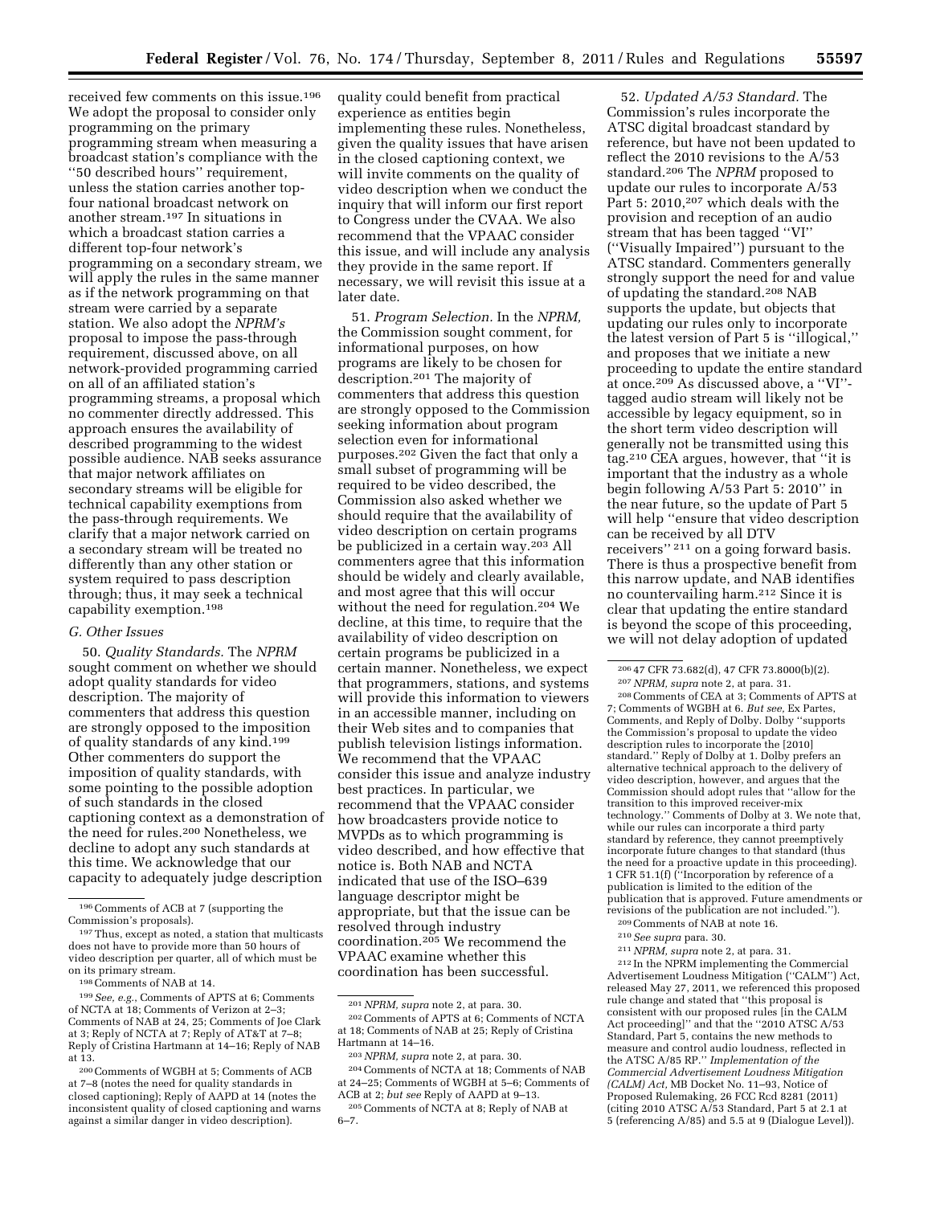received few comments on this issue.[196] We adopt the proposal to consider only programming on the primary programming stream when measuring a broadcast station's compliance with the "50 described hours" requirement, unless the station carries another top-four national broadcast network on another stream.[197] In situations in which a broadcast station carries a different top-four network's programming on a secondary stream, we will apply the rules in the same manner as if the network programming on that stream were carried by a separate station. We also adopt the *NPRM's* proposal to impose the pass-through requirement, discussed above, on all network-provided programming carried on all of an affiliated station's programming streams, a proposal which no commenter directly addressed. This approach ensures the availability of described programming to the widest possible audience. NAB seeks assurance that major network affiliates on secondary streams will be eligible for technical capability exemptions from the pass-through requirements. We clarify that a major network carried on a secondary stream will be treated no differently than any other station or system required to pass description through; thus, it may seek a technical capability exemption.[198]

### *G. Other Issues*

50. *Quality Standards.* The *NPRM* sought comment on whether we should adopt quality standards for video description. The majority of commenters that address this question are strongly opposed to the imposition of quality standards of any kind.[199] Other commenters do support the imposition of quality standards, with some pointing to the possible adoption of such standards in the closed captioning context as a demonstration of the need for rules.[200] Nonetheless, we decline to adopt any such standards at this time. We acknowledge that our capacity to adequately judge description quality could benefit from practical experience as entities begin implementing these rules. Nonetheless, given the quality issues that have arisen in the closed captioning context, we will invite comments on the quality of video description when we conduct the inquiry that will inform our first report to Congress under the CVAA. We also recommend that the VPAAC consider this issue, and will include any analysis they provide in the same report. If necessary, we will revisit this issue at a later date.

51. *Program Selection.* In the *NPRM,* the Commission sought comment, for informational purposes, on how programs are likely to be chosen for description.[201] The majority of commenters that address this question are strongly opposed to the Commission seeking information about program selection even for informational purposes.[202] Given the fact that only a small subset of programming will be required to be video described, the Commission also asked whether we should require that the availability of video description on certain programs be publicized in a certain way.[203] All commenters agree that this information should be widely and clearly available, and most agree that this will occur without the need for regulation.[204] We decline, at this time, to require that the availability of video description on certain programs be publicized in a certain manner. Nonetheless, we expect that programmers, stations, and systems will provide this information to viewers in an accessible manner, including on their Web sites and to companies that publish television listings information. We recommend that the VPAAC consider this issue and analyze industry best practices. In particular, we recommend that the VPAAC consider how broadcasters provide notice to MVPDs as to which programming is video described, and how effective that notice is. Both NAB and NCTA indicated that use of the ISO–639 language descriptor might be appropriate, but that the issue can be resolved through industry coordination.[205] We recommend the VPAAC examine whether this coordination has been successful.

52. *Updated A/53 Standard.* The Commission's rules incorporate the ATSC digital broadcast standard by reference, but have not been updated to reflect the 2010 revisions to the A/53 standard.[206] The *NPRM* proposed to update our rules to incorporate A/53 Part 5: 2010,[207] which deals with the provision and reception of an audio stream that has been tagged "VI" ("Visually Impaired") pursuant to the ATSC standard. Commenters generally strongly support the need for and value of updating the standard.[208] NAB supports the update, but objects that updating our rules only to incorporate the latest version of Part 5 is "illogical," and proposes that we initiate a new proceeding to update the entire standard at once.[209] As discussed above, a "VI"-tagged audio stream will likely not be accessible by legacy equipment, so in the short term video description will generally not be transmitted using this tag.[210] CEA argues, however, that "it is important that the industry as a whole begin following A/53 Part 5: 2010" in the near future, so the update of Part 5 will help "ensure that video description can be received by all DTV receivers" [211] on a going forward basis. There is thus a prospective benefit from this narrow update, and NAB identifies no countervailing harm.[212] Since it is clear that updating the entire standard is beyond the scope of this proceeding, we will not delay adoption of updated

---

[196] Comments of ACB at 7 (supporting the Commission's proposals).

[197] Thus, except as noted, a station that multicasts does not have to provide more than 50 hours of video description per quarter, all of which must be on its primary stream.

[198] Comments of NAB at 14.

[199] *See, e.g.,* Comments of APTS at 6; Comments of NCTA at 18; Comments of Verizon at 2–3; Comments of NAB at 24, 25; Comments of Joe Clark at 3; Reply of NCTA at 7; Reply of AT&T at 7–8; Reply of Cristina Hartmann at 14–16; Reply of NAB at 13.

[200] Comments of WGBH at 5; Comments of ACB at 7–8 (notes the need for quality standards in closed captioning); Reply of AAPD at 14 (notes the inconsistent quality of closed captioning and warns against a similar danger in video description).

[201] *NPRM, supra* note 2, at para. 30.

[202] Comments of APTS at 6; Comments of NCTA at 18; Comments of NAB at 25; Reply of Cristina Hartmann at 14–16.

[203] *NPRM, supra* note 2, at para. 30.

[204] Comments of NCTA at 18; Comments of NAB at 24–25; Comments of WGBH at 5–6; Comments of ACB at 2; *but see* Reply of AAPD at 9–13.

[205] Comments of NCTA at 8; Reply of NAB at 6–7.

[206] 47 CFR 73.682(d), 47 CFR 73.8000(b)(2).

[207] *NPRM, supra* note 2, at para. 31.

[208] Comments of CEA at 3; Comments of APTS at 7; Comments of WGBH at 6. *But see,* Ex Partes, Comments, and Reply of Dolby. Dolby "supports the Commission's proposal to update the video description rules to incorporate the [2010] standard." Reply of Dolby at 1. Dolby prefers an alternative technical approach to the delivery of video description, however, and argues that the Commission should adopt rules that "allow for the transition to this improved receiver-mix technology." Comments of Dolby at 3. We note that, while our rules can incorporate a third party standard by reference, they cannot preemptively incorporate future changes to that standard (thus the need for a proactive update in this proceeding). 1 CFR 51.1(f) ("Incorporation by reference of a publication is limited to the edition of the publication that is approved. Future amendments or revisions of the publication are not included.").

[209] Comments of NAB at note 16.

[210] *See supra* para. 30.

[211] *NPRM, supra* note 2, at para. 31.

[212] In the NPRM implementing the Commercial Advertisement Loudness Mitigation ("CALM") Act, released May 27, 2011, we referenced this proposed rule change and stated that "this proposal is consistent with our proposed rules [in the CALM Act proceeding]" and that the "2010 ATSC A/53 Standard, Part 5, contains the new methods to measure and control audio loudness, reflected in the ATSC A/85 RP." *Implementation of the Commercial Advertisement Loudness Mitigation (CALM) Act,* MB Docket No. 11–93, Notice of Proposed Rulemaking, 26 FCC Rcd 8281 (2011) (citing 2010 ATSC A/53 Standard, Part 5 at 2.1 at 5 (referencing A/85) and 5.5 at 9 (Dialogue Level)).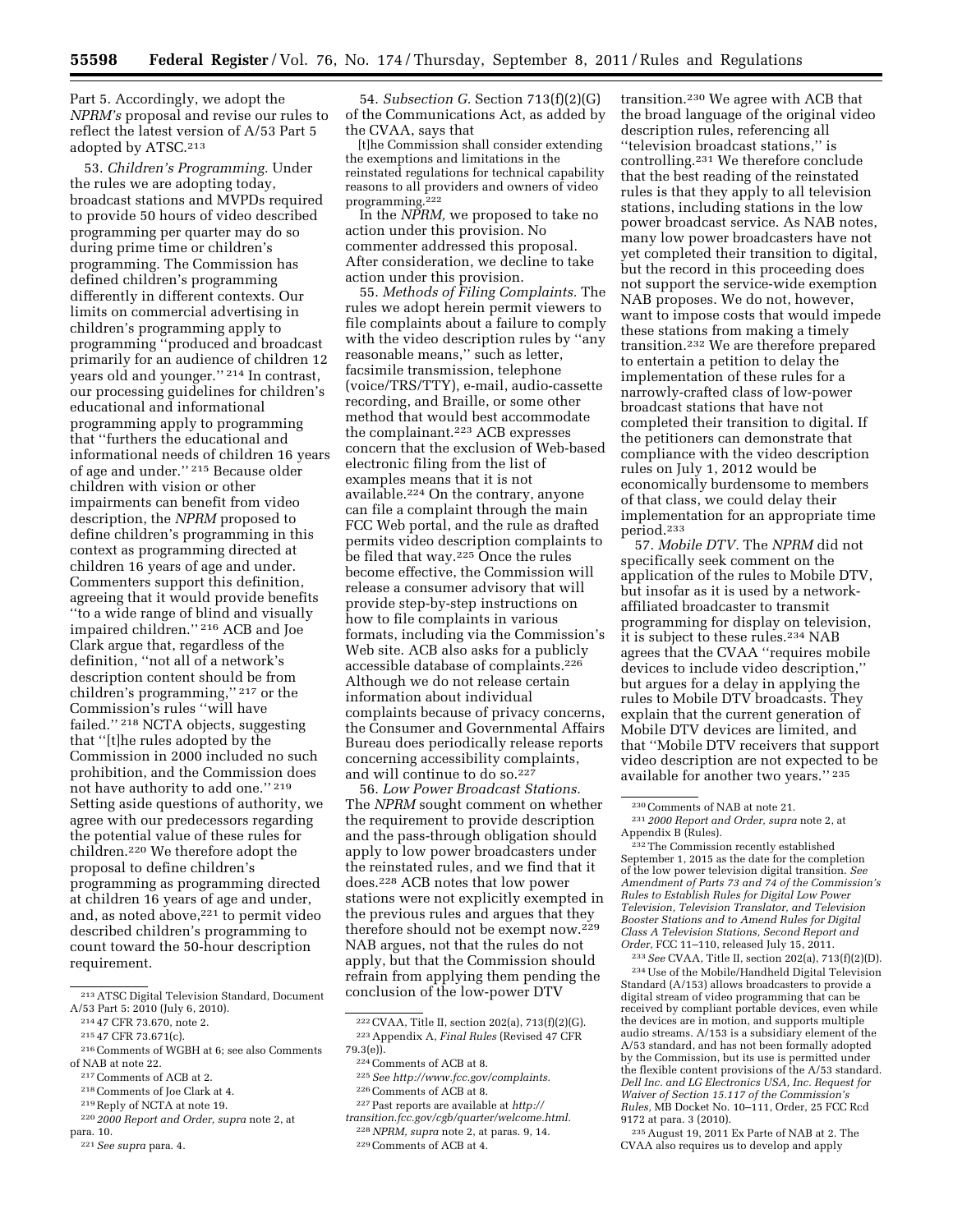Part 5. Accordingly, we adopt the *NPRM's* proposal and revise our rules to reflect the latest version of A/53 Part 5 adopted by ATSC.[213]

53. *Children's Programming.* Under the rules we are adopting today, broadcast stations and MVPDs required to provide 50 hours of video described programming per quarter may do so during prime time or children's programming. The Commission has defined children's programming differently in different contexts. Our limits on commercial advertising in children's programming apply to programming ''produced and broadcast primarily for an audience of children 12 years old and younger.'' [214] In contrast, our processing guidelines for children's educational and informational programming apply to programming that ''furthers the educational and informational needs of children 16 years of age and under.'' [215] Because older children with vision or other impairments can benefit from video description, the *NPRM* proposed to define children's programming in this context as programming directed at children 16 years of age and under. Commenters support this definition, agreeing that it would provide benefits ''to a wide range of blind and visually impaired children.'' [216] ACB and Joe Clark argue that, regardless of the definition, ''not all of a network's description content should be from children's programming,'' [217] or the Commission's rules ''will have failed.'' [218] NCTA objects, suggesting that ''[t]he rules adopted by the Commission in 2000 included no such prohibition, and the Commission does not have authority to add one.'' [219] Setting aside questions of authority, we agree with our predecessors regarding the potential value of these rules for children.[220] We therefore adopt the proposal to define children's programming as programming directed at children 16 years of age and under, and, as noted above,[221] to permit video described children's programming to count toward the 50-hour description requirement.

54. *Subsection G.* Section 713(f)(2)(G) of the Communications Act, as added by the CVAA, says that

> [t]he Commission shall consider extending the exemptions and limitations in the reinstated regulations for technical capability reasons to all providers and owners of video programming.[222]

In the *NPRM,* we proposed to take no action under this provision. No commenter addressed this proposal. After consideration, we decline to take action under this provision.

55. *Methods of Filing Complaints.* The rules we adopt herein permit viewers to file complaints about a failure to comply with the video description rules by ''any reasonable means,'' such as letter, facsimile transmission, telephone (voice/TRS/TTY), e-mail, audio-cassette recording, and Braille, or some other method that would best accommodate the complainant.[223] ACB expresses concern that the exclusion of Web-based electronic filing from the list of examples means that it is not available.[224] On the contrary, anyone can file a complaint through the main FCC Web portal, and the rule as drafted permits video description complaints to be filed that way.[225] Once the rules become effective, the Commission will release a consumer advisory that will provide step-by-step instructions on how to file complaints in various formats, including via the Commission's Web site. ACB also asks for a publicly accessible database of complaints.[226] Although we do not release certain information about individual complaints because of privacy concerns, the Consumer and Governmental Affairs Bureau does periodically release reports concerning accessibility complaints, and will continue to do so.[227]

56. *Low Power Broadcast Stations.* The *NPRM* sought comment on whether the requirement to provide description and the pass-through obligation should apply to low power broadcasters under the reinstated rules, and we find that it does.[228] ACB notes that low power stations were not explicitly exempted in the previous rules and argues that they therefore should not be exempt now.[229] NAB argues, not that the rules do not apply, but that the Commission should refrain from applying them pending the conclusion of the low-power DTV transition.[230] We agree with ACB that the broad language of the original video description rules, referencing all ''television broadcast stations,'' is controlling.[231] We therefore conclude that the best reading of the reinstated rules is that they apply to all television stations, including stations in the low power broadcast service. As NAB notes, many low power broadcasters have not yet completed their transition to digital, but the record in this proceeding does not support the service-wide exemption NAB proposes. We do not, however, want to impose costs that would impede these stations from making a timely transition.[232] We are therefore prepared to entertain a petition to delay the implementation of these rules for a narrowly-crafted class of low-power broadcast stations that have not completed their transition to digital. If the petitioners can demonstrate that compliance with the video description rules on July 1, 2012 would be economically burdensome to members of that class, we could delay their implementation for an appropriate time period.[233]

57. *Mobile DTV.* The *NPRM* did not specifically seek comment on the application of the rules to Mobile DTV, but insofar as it is used by a network-affiliated broadcaster to transmit programming for display on television, it is subject to these rules.[234] NAB agrees that the CVAA ''requires mobile devices to include video description,'' but argues for a delay in applying the rules to Mobile DTV broadcasts. They explain that the current generation of Mobile DTV devices are limited, and that ''Mobile DTV receivers that support video description are not expected to be available for another two years.'' [235]

---

[213] ATSC Digital Television Standard, Document A/53 Part 5: 2010 (July 6, 2010).

[214] 47 CFR 73.670, note 2.

[215] 47 CFR 73.671(c).

[216] Comments of WGBH at 6; see also Comments of NAB at note 22.

[217] Comments of ACB at 2.

[218] Comments of Joe Clark at 4.

[219] Reply of NCTA at note 19.

[220] *2000 Report and Order, supra* note 2, at para. 10.

[221] *See supra* para. 4.

[222] CVAA, Title II, section 202(a), 713(f)(2)(G).

[223] Appendix A, *Final Rules* (Revised 47 CFR 79.3(e)).

[224] Comments of ACB at 8.

[225] *See http://www.fcc.gov/complaints.*

[226] Comments of ACB at 8.

[227] Past reports are available at *http://transition.fcc.gov/cgb/quarter/welcome.html.*

[228] *NPRM, supra* note 2, at paras. 9, 14.

[229] Comments of ACB at 4.

[230] Comments of NAB at note 21.

[231] *2000 Report and Order, supra* note 2, at Appendix B (Rules).

[232] The Commission recently established September 1, 2015 as the date for the completion of the low power television digital transition. *See Amendment of Parts 73 and 74 of the Commission's Rules to Establish Rules for Digital Low Power Television, Television Translator, and Television Booster Stations and to Amend Rules for Digital Class A Television Stations, Second Report and Order*, FCC 11–110, released July 15, 2011.

[233] *See* CVAA, Title II, section 202(a), 713(f)(2)(D).

[234] Use of the Mobile/Handheld Digital Television Standard (A/153) allows broadcasters to provide a digital stream of video programming that can be received by compliant portable devices, even while the devices are in motion, and supports multiple audio streams. A/153 is a subsidiary element of the A/53 standard, and has not been formally adopted by the Commission, but its use is permitted under the flexible content provisions of the A/53 standard. *Dell Inc. and LG Electronics USA, Inc. Request for Waiver of Section 15.117 of the Commission's Rules,* MB Docket No. 10–111, Order, 25 FCC Rcd 9172 at para. 3 (2010).

[235] August 19, 2011 Ex Parte of NAB at 2. The CVAA also requires us to develop and apply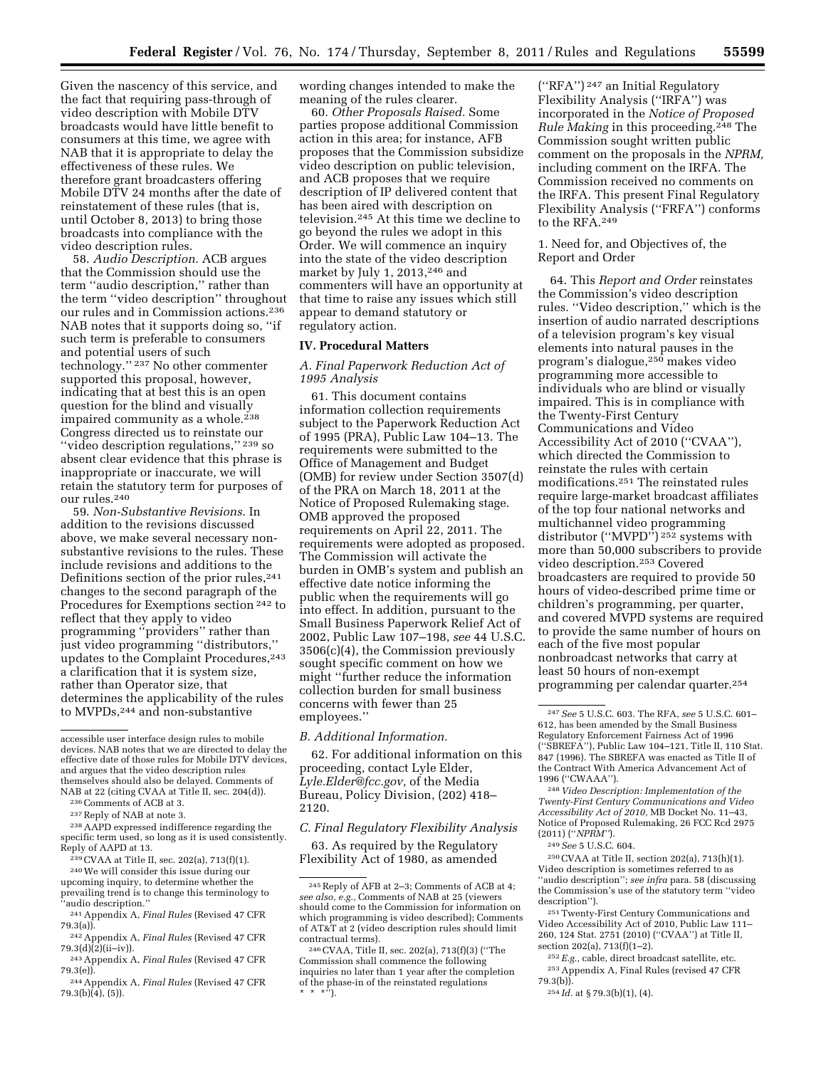Given the nascency of this service, and the fact that requiring pass-through of video description with Mobile DTV broadcasts would have little benefit to consumers at this time, we agree with NAB that it is appropriate to delay the effectiveness of these rules. We therefore grant broadcasters offering Mobile DTV 24 months after the date of reinstatement of these rules (that is, until October 8, 2013) to bring those broadcasts into compliance with the video description rules.

58. *Audio Description.* ACB argues that the Commission should use the term "audio description," rather than the term "video description" throughout our rules and in Commission actions.[236] NAB notes that it supports doing so, "if such term is preferable to consumers and potential users of such technology." [237] No other commenter supported this proposal, however, indicating that at best this is an open question for the blind and visually impaired community as a whole.[238] Congress directed us to reinstate our "video description regulations," [239] so absent clear evidence that this phrase is inappropriate or inaccurate, we will retain the statutory term for purposes of our rules.[240]

59. *Non-Substantive Revisions.* In addition to the revisions discussed above, we make several necessary non-substantive revisions to the rules. These include revisions and additions to the Definitions section of the prior rules,[241] changes to the second paragraph of the Procedures for Exemptions section [242] to reflect that they apply to video programming "providers" rather than just video programming "distributors," updates to the Complaint Procedures,[243] a clarification that it is system size, rather than Operator size, that determines the applicability of the rules to MVPDs,[244] and non-substantive wording changes intended to make the meaning of the rules clearer.

60. *Other Proposals Raised.* Some parties propose additional Commission action in this area; for instance, AFB proposes that the Commission subsidize video description on public television, and ACB proposes that we require description of IP delivered content that has been aired with description on television.[245] At this time we decline to go beyond the rules we adopt in this Order. We will commence an inquiry into the state of the video description market by July 1, 2013,[246] and commenters will have an opportunity at that time to raise any issues which still appear to demand statutory or regulatory action.

## IV. Procedural Matters

### *A. Final Paperwork Reduction Act of 1995 Analysis*

61. This document contains information collection requirements subject to the Paperwork Reduction Act of 1995 (PRA), Public Law 104–13. The requirements were submitted to the Office of Management and Budget (OMB) for review under Section 3507(d) of the PRA on March 18, 2011 at the Notice of Proposed Rulemaking stage. OMB approved the proposed requirements on April 22, 2011. The requirements were adopted as proposed. The Commission will activate the burden in OMB's system and publish an effective date notice informing the public when the requirements will go into effect. In addition, pursuant to the Small Business Paperwork Relief Act of 2002, Public Law 107–198, *see* 44 U.S.C. 3506(c)(4), the Commission previously sought specific comment on how we might "further reduce the information collection burden for small business concerns with fewer than 25 employees."

### *B. Additional Information.*

62. For additional information on this proceeding, contact Lyle Elder, *Lyle.Elder@fcc.gov,* of the Media Bureau, Policy Division, (202) 418–2120.

### *C. Final Regulatory Flexibility Analysis*

63. As required by the Regulatory Flexibility Act of 1980, as amended ("RFA") [247] an Initial Regulatory Flexibility Analysis ("IRFA") was incorporated in the *Notice of Proposed Rule Making* in this proceeding.[248] The Commission sought written public comment on the proposals in the *NPRM,* including comment on the IRFA. The Commission received no comments on the IRFA. This present Final Regulatory Flexibility Analysis ("FRFA") conforms to the RFA.[249]

1. Need for, and Objectives of, the Report and Order

64. This *Report and Order* reinstates the Commission's video description rules. "Video description," which is the insertion of audio narrated descriptions of a television program's key visual elements into natural pauses in the program's dialogue,[250] makes video programming more accessible to individuals who are blind or visually impaired. This is in compliance with the Twenty-First Century Communications and Video Accessibility Act of 2010 ("CVAA"), which directed the Commission to reinstate the rules with certain modifications.[251] The reinstated rules require large-market broadcast affiliates of the top four national networks and multichannel video programming distributor ("MVPD") [252] systems with more than 50,000 subscribers to provide video description.[253] Covered broadcasters are required to provide 50 hours of video-described prime time or children's programming, per quarter, and covered MVPD systems are required to provide the same number of hours on each of the five most popular nonbroadcast networks that carry at least 50 hours of non-exempt programming per calendar quarter.[254]

---

accessible user interface design rules to mobile devices. NAB notes that we are directed to delay the effective date of those rules for Mobile DTV devices, and argues that the video description rules themselves should also be delayed. Comments of NAB at 22 (citing CVAA at Title II, sec. 204(d)).

[236] Comments of ACB at 3.

[237] Reply of NAB at note 3.

[238] AAPD expressed indifference regarding the specific term used, so long as it is used consistently. Reply of AAPD at 13.

[239] CVAA at Title II, sec. 202(a), 713(f)(1).

[240] We will consider this issue during our upcoming inquiry, to determine whether the prevailing trend is to change this terminology to "audio description."

[241] Appendix A, *Final Rules* (Revised 47 CFR 79.3(a)).

[242] Appendix A, *Final Rules* (Revised 47 CFR 79.3(d)(2)(ii–iv)).

[243] Appendix A, *Final Rules* (Revised 47 CFR 79.3(e)).

[244] Appendix A, *Final Rules* (Revised 47 CFR 79.3(b)(4), (5)).

[245] Reply of AFB at 2–3; Comments of ACB at 4; *see also, e.g.,* Comments of NAB at 25 (viewers should come to the Commission for information on which programming is video described); Comments of AT&T at 2 (video description rules should limit contractual terms).

[246] CVAA, Title II, sec. 202(a), 713(f)(3) ("The Commission shall commence the following inquiries no later than 1 year after the completion of the phase-in of the reinstated regulations * * *").

[247] *See* 5 U.S.C. 603. The RFA, *see* 5 U.S.C. 601–612, has been amended by the Small Business Regulatory Enforcement Fairness Act of 1996 ("SBREFA"), Public Law 104–121, Title II, 110 Stat. 847 (1996). The SBREFA was enacted as Title II of the Contract With America Advancement Act of 1996 ("CWAAA").

[248] *Video Description: Implementation of the Twenty-First Century Communications and Video Accessibility Act of 2010,* MB Docket No. 11–43, Notice of Proposed Rulemaking, 26 FCC Rcd 2975 (2011) ("*NPRM*").

[249] *See* 5 U.S.C. 604.

[250] CVAA at Title II, section 202(a), 713(h)(1). Video description is sometimes referred to as "audio description"; *see infra* para. 58 (discussing the Commission's use of the statutory term "video description").

[251] Twenty-First Century Communications and Video Accessibility Act of 2010, Public Law 111–260, 124 Stat. 2751 (2010) ("CVAA") at Title II, section 202(a), 713(f)(1–2).

[252] *E.g.,* cable, direct broadcast satellite, etc.

[253] Appendix A, Final Rules (revised 47 CFR 79.3(b)).

[254] *Id.* at § 79.3(b)(1), (4).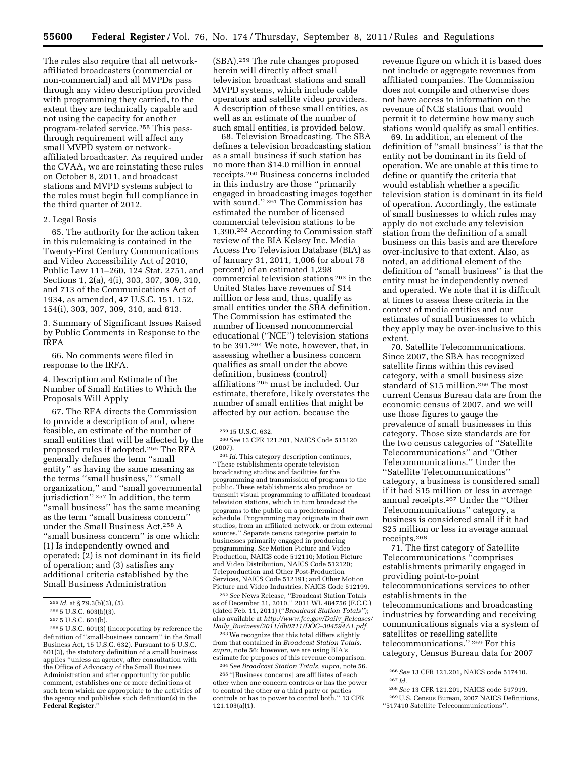The rules also require that all network-affiliated broadcasters (commercial or non-commercial) and all MVPDs pass through any video description provided with programming they carried, to the extent they are technically capable and not using the capacity for another program-related service.[255] This pass-through requirement will affect any small MVPD system or network-affiliated broadcaster. As required under the CVAA, we are reinstating these rules on October 8, 2011, and broadcast stations and MVPD systems subject to the rules must begin full compliance in the third quarter of 2012.

2. Legal Basis

65. The authority for the action taken in this rulemaking is contained in the Twenty-First Century Communications and Video Accessibility Act of 2010, Public Law 111–260, 124 Stat. 2751, and Sections 1, 2(a), 4(i), 303, 307, 309, 310, and 713 of the Communications Act of 1934, as amended, 47 U.S.C. 151, 152, 154(i), 303, 307, 309, 310, and 613.

3. Summary of Significant Issues Raised by Public Comments in Response to the IRFA

66. No comments were filed in response to the IRFA.

4. Description and Estimate of the Number of Small Entities to Which the Proposals Will Apply

67. The RFA directs the Commission to provide a description of and, where feasible, an estimate of the number of small entities that will be affected by the proposed rules if adopted.[256] The RFA generally defines the term ''small entity'' as having the same meaning as the terms ''small business,'' ''small organization,'' and ''small governmental jurisdiction'' [257] In addition, the term ''small business'' has the same meaning as the term ''small business concern'' under the Small Business Act.[258] A ''small business concern'' is one which: (1) Is independently owned and operated; (2) is not dominant in its field of operation; and (3) satisfies any additional criteria established by the Small Business Administration (SBA).[259] The rule changes proposed herein will directly affect small television broadcast stations and small MVPD systems, which include cable operators and satellite video providers. A description of these small entities, as well as an estimate of the number of such small entities, is provided below.

68. Television Broadcasting. The SBA defines a television broadcasting station as a small business if such station has no more than $14.0 million in annual receipts.[260] Business concerns included in this industry are those ''primarily engaged in broadcasting images together with sound.'' [261] The Commission has estimated the number of licensed commercial television stations to be 1,390.[262] According to Commission staff review of the BIA Kelsey Inc. Media Access Pro Television Database (BIA) as of January 31, 2011, 1,006 (or about 78 percent) of an estimated 1,298 commercial television stations [263] in the United States have revenues of $14 million or less and, thus, qualify as small entities under the SBA definition. The Commission has estimated the number of licensed noncommercial educational (''NCE'') television stations to be 391.[264] We note, however, that, in assessing whether a business concern qualifies as small under the above definition, business (control) affiliations [265] must be included. Our estimate, therefore, likely overstates the number of small entities that might be affected by our action, because the revenue figure on which it is based does not include or aggregate revenues from affiliated companies. The Commission does not compile and otherwise does not have access to information on the revenue of NCE stations that would permit it to determine how many such stations would qualify as small entities.

69. In addition, an element of the definition of ''small business'' is that the entity not be dominant in its field of operation. We are unable at this time to define or quantify the criteria that would establish whether a specific television station is dominant in its field of operation. Accordingly, the estimate of small businesses to which rules may apply do not exclude any television station from the definition of a small business on this basis and are therefore over-inclusive to that extent. Also, as noted, an additional element of the definition of ''small business'' is that the entity must be independently owned and operated. We note that it is difficult at times to assess these criteria in the context of media entities and our estimates of small businesses to which they apply may be over-inclusive to this extent.

70. Satellite Telecommunications. Since 2007, the SBA has recognized satellite firms within this revised category, with a small business size standard of $15 million.[266] The most current Census Bureau data are from the economic census of 2007, and we will use those figures to gauge the prevalence of small businesses in this category. Those size standards are for the two census categories of ''Satellite Telecommunications'' and ''Other Telecommunications.'' Under the ''Satellite Telecommunications'' category, a business is considered small if it had $15 million or less in average annual receipts.[267] Under the ''Other Telecommunications'' category, a business is considered small if it had $25 million or less in average annual receipts.[268]

71. The first category of Satellite Telecommunications ''comprises establishments primarily engaged in providing point-to-point telecommunications services to other establishments in the telecommunications and broadcasting industries by forwarding and receiving communications signals via a system of satellites or reselling satellite telecommunications.'' [269] For this category, Census Bureau data for 2007

---

[255] *Id.* at § 79.3(b)(3), (5).

[256] 5 U.S.C. 603(b)(3).

[257] 5 U.S.C. 601(b).

[258] 5 U.S.C. 601(3) (incorporating by reference the definition of ''small-business concern'' in the Small Business Act, 15 U.S.C. 632). Pursuant to 5 U.S.C. 601(3), the statutory definition of a small business applies ''unless an agency, after consultation with the Office of Advocacy of the Small Business Administration and after opportunity for public comment, establishes one or more definitions of such term which are appropriate to the activities of the agency and publishes such definition(s) in the **Federal Register**.''

[259] 15 U.S.C. 632.

[260] *See* 13 CFR 121.201, NAICS Code 515120 (2007).

[261] *Id.* This category description continues, ''These establishments operate television broadcasting studios and facilities for the programming and transmission of programs to the public. These establishments also produce or transmit visual programming to affiliated broadcast television stations, which in turn broadcast the programs to the public on a predetermined schedule. Programming may originate in their own studios, from an affiliated network, or from external sources.'' Separate census categories pertain to businesses primarily engaged in producing programming. *See* Motion Picture and Video Production, NAICS code 512110; Motion Picture and Video Distribution, NAICS Code 512120; Teleproduction and Other Post-Production Services, NAICS Code 512191; and Other Motion Picture and Video Industries, NAICS Code 512199.

[262] *See* News Release, ''Broadcast Station Totals as of December 31, 2010,'' 2011 WL 484756 (F.C.C.) (dated Feb. 11, 2011) (''*Broadcast Station Totals''*); also available at *http://www.fcc.gov/Daily_Releases/Daily_Business/2011/db0211/DOC–304594A1.pdf.*

[263] We recognize that this total differs slightly from that contained in *Broadcast Station Totals, supra,* note 56; however, we are using BIA's estimate for purposes of this revenue comparison.

[264] *See Broadcast Station Totals, supra,* note 56.

[265] ''[Business concerns] are affiliates of each other when one concern controls or has the power to control the other or a third party or parties controls or has to power to control both.'' 13 CFR 121.103(a)(1).

[266] *See* 13 CFR 121.201, NAICS code 517410.

[267] *Id.*

[268] *See* 13 CFR 121.201, NAICS code 517919.

[269] U.S. Census Bureau, 2007 NAICS Definitions, ''517410 Satellite Telecommunications''.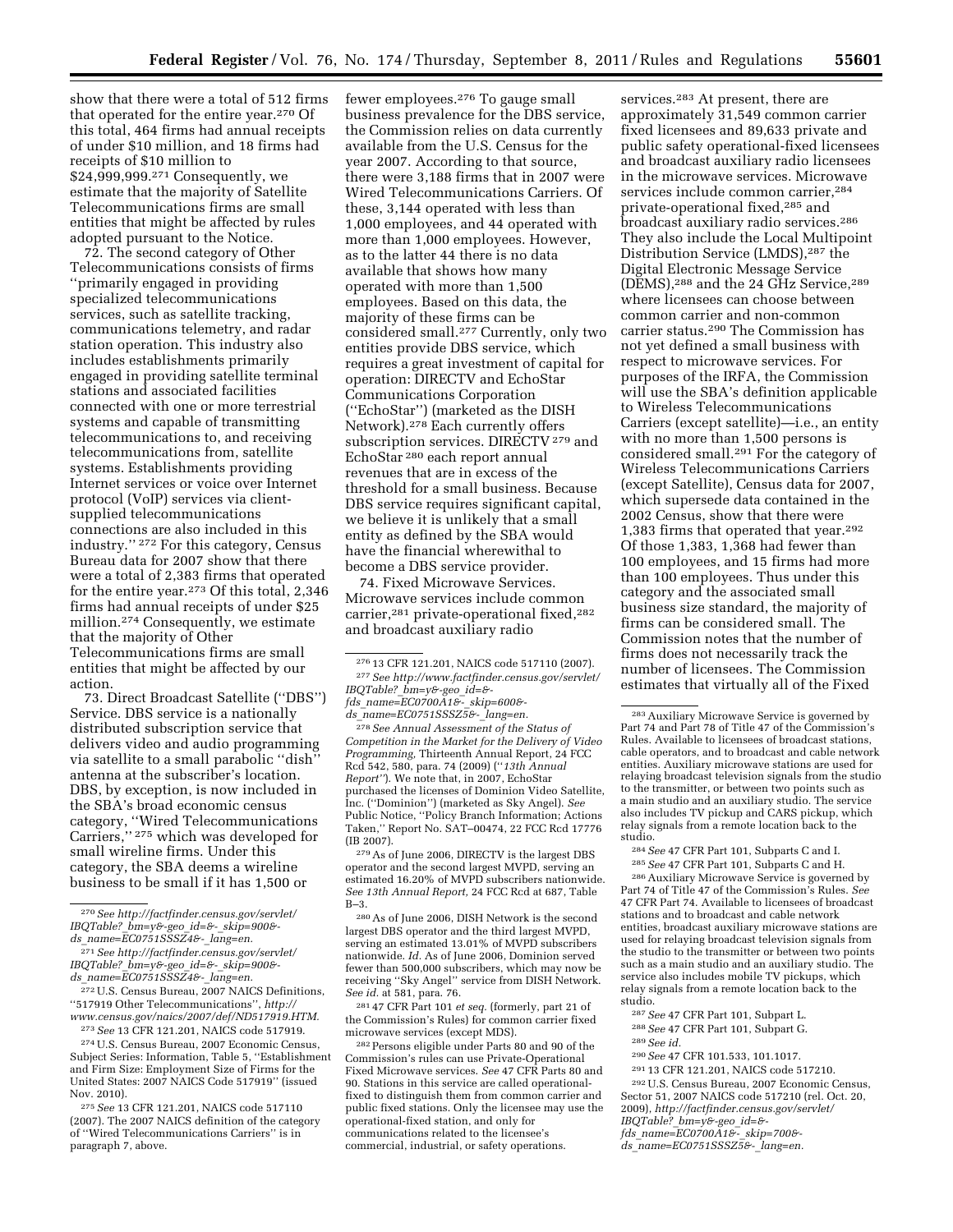show that there were a total of 512 firms that operated for the entire year.[270] Of this total, 464 firms had annual receipts of under $10 million, and 18 firms had receipts of $10 million to $24,999,999.[271] Consequently, we estimate that the majority of Satellite Telecommunications firms are small entities that might be affected by rules adopted pursuant to the Notice.

72. The second category of Other Telecommunications consists of firms ''primarily engaged in providing specialized telecommunications services, such as satellite tracking, communications telemetry, and radar station operation. This industry also includes establishments primarily engaged in providing satellite terminal stations and associated facilities connected with one or more terrestrial systems and capable of transmitting telecommunications to, and receiving telecommunications from, satellite systems. Establishments providing Internet services or voice over Internet protocol (VoIP) services via client-supplied telecommunications connections are also included in this industry.'' [272] For this category, Census Bureau data for 2007 show that there were a total of 2,383 firms that operated for the entire year.[273] Of this total, 2,346 firms had annual receipts of under $25 million.[274] Consequently, we estimate that the majority of Other Telecommunications firms are small entities that might be affected by our action.

73. Direct Broadcast Satellite (''DBS'') Service. DBS service is a nationally distributed subscription service that delivers video and audio programming via satellite to a small parabolic ''dish'' antenna at the subscriber's location. DBS, by exception, is now included in the SBA's broad economic census category, ''Wired Telecommunications Carriers,'' [275] which was developed for small wireline firms. Under this category, the SBA deems a wireline business to be small if it has 1,500 or fewer employees.[276] To gauge small business prevalence for the DBS service, the Commission relies on data currently available from the U.S. Census for the year 2007. According to that source, there were 3,188 firms that in 2007 were Wired Telecommunications Carriers. Of these, 3,144 operated with less than 1,000 employees, and 44 operated with more than 1,000 employees. However, as to the latter 44 there is no data available that shows how many operated with more than 1,500 employees. Based on this data, the majority of these firms can be considered small.[277] Currently, only two entities provide DBS service, which requires a great investment of capital for operation: DIRECTV and EchoStar Communications Corporation (''EchoStar'') (marketed as the DISH Network).[278] Each currently offers subscription services. DIRECTV [279] and EchoStar [280] each report annual revenues that are in excess of the threshold for a small business. Because DBS service requires significant capital, we believe it is unlikely that a small entity as defined by the SBA would have the financial wherewithal to become a DBS service provider.

74. Fixed Microwave Services. Microwave services include common carrier,[281] private-operational fixed,[282] and broadcast auxiliary radio services.[283] At present, there are approximately 31,549 common carrier fixed licensees and 89,633 private and public safety operational-fixed licensees and broadcast auxiliary radio licensees in the microwave services. Microwave services include common carrier,[284] private-operational fixed,[285] and broadcast auxiliary radio services.[286] They also include the Local Multipoint Distribution Service (LMDS),[287] the Digital Electronic Message Service (DEMS),[288] and the 24 GHz Service,[289] where licensees can choose between common carrier and non-common carrier status.[290] The Commission has not yet defined a small business with respect to microwave services. For purposes of the IRFA, the Commission will use the SBA's definition applicable to Wireless Telecommunications Carriers (except satellite)—i.e., an entity with no more than 1,500 persons is considered small.[291] For the category of Wireless Telecommunications Carriers (except Satellite), Census data for 2007, which supersede data contained in the 2002 Census, show that there were 1,383 firms that operated that year.[292] Of those 1,383, 1,368 had fewer than 100 employees, and 15 firms had more than 100 employees. Thus under this category and the associated small business size standard, the majority of firms can be considered small. The Commission notes that the number of firms does not necessarily track the number of licensees. The Commission estimates that virtually all of the Fixed

---

[270] *See http://factfinder.census.gov/servlet/IBQTable?_bm=y&-geo_id=&-_skip=900&-ds_name=EC0751SSSZ4&-_lang=en.*

[271] *See http://factfinder.census.gov/servlet/IBQTable?_bm=y&-geo_id=&-_skip=900&-ds_name=EC0751SSSZ4&-_lang=en.*

[272] U.S. Census Bureau, 2007 NAICS Definitions, ''517919 Other Telecommunications'', *http://www.census.gov/naics/2007/def/ND517919.HTM.*

[273] *See* 13 CFR 121.201, NAICS code 517919.

[274] U.S. Census Bureau, 2007 Economic Census, Subject Series: Information, Table 5, ''Establishment and Firm Size: Employment Size of Firms for the United States: 2007 NAICS Code 517919'' (issued Nov. 2010).

[275] *See* 13 CFR 121.201, NAICS code 517110 (2007). The 2007 NAICS definition of the category of ''Wired Telecommunications Carriers'' is in paragraph 7, above.

[276] 13 CFR 121.201, NAICS code 517110 (2007).

[277] *See http://www.factfinder.census.gov/servlet/IBQTable?_bm=y&-geo_id=&-fds_name=EC0700A1&-_skip=600&-ds_name=EC0751SSSZ5&-_lang=en.*

[278] *See Annual Assessment of the Status of Competition in the Market for the Delivery of Video Programming,* Thirteenth Annual Report, 24 FCC Rcd 542, 580, para. 74 (2009) (''*13th Annual Report*''). We note that, in 2007, EchoStar purchased the licenses of Dominion Video Satellite, Inc. (''Dominion'') (marketed as Sky Angel). *See* Public Notice, ''Policy Branch Information; Actions Taken,'' Report No. SAT–00474, 22 FCC Rcd 17776 (IB 2007).

[279] As of June 2006, DIRECTV is the largest DBS operator and the second largest MVPD, serving an estimated 16.20% of MVPD subscribers nationwide. *See 13th Annual Report,* 24 FCC Rcd at 687, Table B–3.

[280] As of June 2006, DISH Network is the second largest DBS operator and the third largest MVPD, serving an estimated 13.01% of MVPD subscribers nationwide. *Id.* As of June 2006, Dominion served fewer than 500,000 subscribers, which may now be receiving ''Sky Angel'' service from DISH Network. *See id.* at 581, para. 76.

[281] 47 CFR Part 101 *et seq.* (formerly, part 21 of the Commission's Rules) for common carrier fixed microwave services (except MDS).

[282] Persons eligible under Parts 80 and 90 of the Commission's rules can use Private-Operational Fixed Microwave services. *See* 47 CFR Parts 80 and 90. Stations in this service are called operational-fixed to distinguish them from common carrier and public fixed stations. Only the licensee may use the operational-fixed station, and only for communications related to the licensee's commercial, industrial, or safety operations.

[283] Auxiliary Microwave Service is governed by Part 74 and Part 78 of Title 47 of the Commission's Rules. Available to licensees of broadcast stations, cable operators, and to broadcast and cable network entities. Auxiliary microwave stations are used for relaying broadcast television signals from the studio to the transmitter, or between two points such as a main studio and an auxiliary studio. The service also includes TV pickup and CARS pickup, which relay signals from a remote location back to the studio.

[284] *See* 47 CFR Part 101, Subparts C and I.

[285] *See* 47 CFR Part 101, Subparts C and H.

[286] Auxiliary Microwave Service is governed by Part 74 of Title 47 of the Commission's Rules. *See* 47 CFR Part 74. Available to licensees of broadcast stations and to broadcast and cable network entities, broadcast auxiliary microwave stations are used for relaying broadcast television signals from the studio to the transmitter or between two points such as a main studio and an auxiliary studio. The service also includes mobile TV pickups, which relay signals from a remote location back to the studio.

[287] *See* 47 CFR Part 101, Subpart L.

[288] *See* 47 CFR Part 101, Subpart G.

[289] *See id.*

[290] *See* 47 CFR 101.533, 101.1017.

[291] 13 CFR 121.201, NAICS code 517210.

[292] U.S. Census Bureau, 2007 Economic Census, Sector 51, 2007 NAICS code 517210 (rel. Oct. 20, 2009), *http://factfinder.census.gov/servlet/IBQTable?_bm=y&-geo_id=&-fds_name=EC0700A1&-_skip=700&-ds_name=EC0751SSSZ5&-_lang=en.*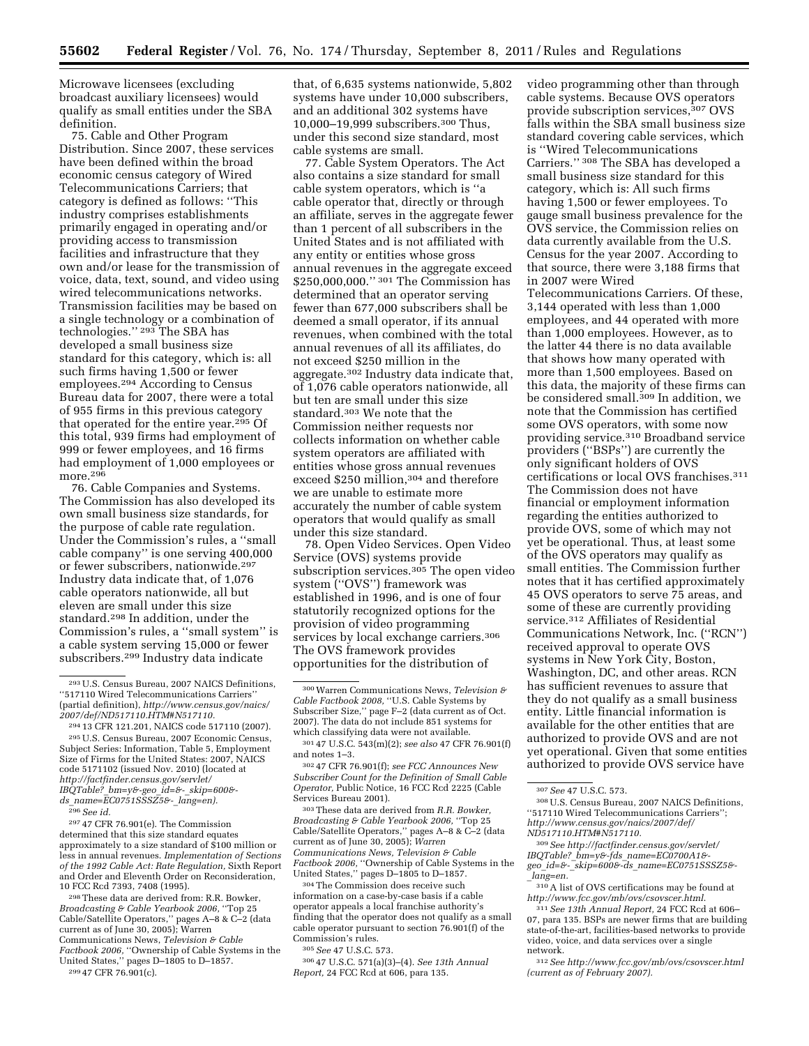Microwave licensees (excluding broadcast auxiliary licensees) would qualify as small entities under the SBA definition.

75. Cable and Other Program Distribution. Since 2007, these services have been defined within the broad economic census category of Wired Telecommunications Carriers; that category is defined as follows: ''This industry comprises establishments primarily engaged in operating and/or providing access to transmission facilities and infrastructure that they own and/or lease for the transmission of voice, data, text, sound, and video using wired telecommunications networks. Transmission facilities may be based on a single technology or a combination of technologies.'' [293] The SBA has developed a small business size standard for this category, which is: all such firms having 1,500 or fewer employees.[294] According to Census Bureau data for 2007, there were a total of 955 firms in this previous category that operated for the entire year.[295] Of this total, 939 firms had employment of 999 or fewer employees, and 16 firms had employment of 1,000 employees or more.[296]

76. Cable Companies and Systems. The Commission has also developed its own small business size standards, for the purpose of cable rate regulation. Under the Commission's rules, a ''small cable company'' is one serving 400,000 or fewer subscribers, nationwide.[297] Industry data indicate that, of 1,076 cable operators nationwide, all but eleven are small under this size standard.[298] In addition, under the Commission's rules, a ''small system'' is a cable system serving 15,000 or fewer subscribers.[299] Industry data indicate that, of 6,635 systems nationwide, 5,802 systems have under 10,000 subscribers, and an additional 302 systems have 10,000–19,999 subscribers.[300] Thus, under this second size standard, most cable systems are small.

77. Cable System Operators. The Act also contains a size standard for small cable system operators, which is ''a cable operator that, directly or through an affiliate, serves in the aggregate fewer than 1 percent of all subscribers in the United States and is not affiliated with any entity or entities whose gross annual revenues in the aggregate exceed $250,000,000.'' [301] The Commission has determined that an operator serving fewer than 677,000 subscribers shall be deemed a small operator, if its annual revenues, when combined with the total annual revenues of all its affiliates, do not exceed $250 million in the aggregate.[302] Industry data indicate that, of 1,076 cable operators nationwide, all but ten are small under this size standard.[303] We note that the Commission neither requests nor collects information on whether cable system operators are affiliated with entities whose gross annual revenues exceed $250 million,[304] and therefore we are unable to estimate more accurately the number of cable system operators that would qualify as small under this size standard.

78. Open Video Services. Open Video Service (OVS) systems provide subscription services.[305] The open video system (''OVS'') framework was established in 1996, and is one of four statutorily recognized options for the provision of video programming services by local exchange carriers.[306] The OVS framework provides opportunities for the distribution of video programming other than through cable systems. Because OVS operators provide subscription services,[307] OVS falls within the SBA small business size standard covering cable services, which is ''Wired Telecommunications Carriers.'' [308] The SBA has developed a small business size standard for this category, which is: All such firms having 1,500 or fewer employees. To gauge small business prevalence for the OVS service, the Commission relies on data currently available from the U.S. Census for the year 2007. According to that source, there were 3,188 firms that in 2007 were Wired Telecommunications Carriers. Of these, 3,144 operated with less than 1,000 employees, and 44 operated with more than 1,000 employees. However, as to the latter 44 there is no data available that shows how many operated with more than 1,500 employees. Based on this data, the majority of these firms can be considered small.[309] In addition, we note that the Commission has certified some OVS operators, with some now providing service.[310] Broadband service providers (''BSPs'') are currently the only significant holders of OVS certifications or local OVS franchises.[311] The Commission does not have financial or employment information regarding the entities authorized to provide OVS, some of which may not yet be operational. Thus, at least some of the OVS operators may qualify as small entities. The Commission further notes that it has certified approximately 45 OVS operators to serve 75 areas, and some of these are currently providing service.[312] Affiliates of Residential Communications Network, Inc. (''RCN'') received approval to operate OVS systems in New York City, Boston, Washington, DC, and other areas. RCN has sufficient revenues to assure that they do not qualify as a small business entity. Little financial information is available for the other entities that are authorized to provide OVS and are not yet operational. Given that some entities authorized to provide OVS service have

---

[293] U.S. Census Bureau, 2007 NAICS Definitions, ''517110 Wired Telecommunications Carriers'' (partial definition), *http://www.census.gov/naics/2007/def/ND517110.HTM#N517110.*

[294] 13 CFR 121.201, NAICS code 517110 (2007).

[295] U.S. Census Bureau, 2007 Economic Census, Subject Series: Information, Table 5, Employment Size of Firms for the United States: 2007, NAICS code 5171102 (issued Nov. 2010) (located at *http://factfinder.census.gov/servlet/IBQTable?_bm=y&-geo_id=&-_skip=600&-ds_name=EC0751SSSZ5&-_lang=en).*

[296] *See id.*

[297] 47 CFR 76.901(e). The Commission determined that this size standard equates approximately to a size standard of $100 million or less in annual revenues. *Implementation of Sections of the 1992 Cable Act: Rate Regulation,* Sixth Report and Order and Eleventh Order on Reconsideration, 10 FCC Rcd 7393, 7408 (1995).

[298] These data are derived from: R.R. Bowker, *Broadcasting & Cable Yearbook 2006,* ''Top 25 Cable/Satellite Operators,'' pages A–8 & C–2 (data current as of June 30, 2005); Warren Communications News, *Television & Cable Factbook 2006,* ''Ownership of Cable Systems in the United States,'' pages D–1805 to D–1857.

[299] 47 CFR 76.901(c).

[300] Warren Communications News, *Television & Cable Factbook 2008,* ''U.S. Cable Systems by Subscriber Size,'' page F–2 (data current as of Oct. 2007). The data do not include 851 systems for which classifying data were not available.

[301] 47 U.S.C. 543(m)(2); *see also* 47 CFR 76.901(f) and notes 1–3.

[302] 47 CFR 76.901(f); *see FCC Announces New Subscriber Count for the Definition of Small Cable Operator,* Public Notice, 16 FCC Rcd 2225 (Cable Services Bureau 2001).

[303] These data are derived from *R.R. Bowker, Broadcasting & Cable Yearbook 2006,* ''Top 25 Cable/Satellite Operators,'' pages A–8 & C–2 (data current as of June 30, 2005); *Warren Communications News, Television & Cable Factbook 2006,* ''Ownership of Cable Systems in the United States,'' pages D–1805 to D–1857.

[304] The Commission does receive such information on a case-by-case basis if a cable operator appeals a local franchise authority's finding that the operator does not qualify as a small cable operator pursuant to section 76.901(f) of the Commission's rules.

[305] *See* 47 U.S.C. 573.

[306] 47 U.S.C. 571(a)(3)–(4). *See 13th Annual Report,* 24 FCC Rcd at 606, para 135.

[307] *See* 47 U.S.C. 573.

[308] U.S. Census Bureau, 2007 NAICS Definitions, ''517110 Wired Telecommunications Carriers''; *http://www.census.gov/naics/2007/def/ND517110.HTM#N517110.*

[309] *See http://factfinder.census.gov/servlet/IBQTable?_bm=y&-fds_name=EC0700A1&-geo_id=&-_skip=600&-ds_name=EC0751SSSZ5&-_lang=en.*

[310] A list of OVS certifications may be found at *http://www.fcc.gov/mb/ovs/csovscer.html.*

[311] *See 13th Annual Report,* 24 FCC Rcd at 606–07, para 135. BSPs are newer firms that are building state-of-the-art, facilities-based networks to provide video, voice, and data services over a single network.

[312] *See http://www.fcc.gov/mb/ovs/csovscer.html (current as of February 2007).*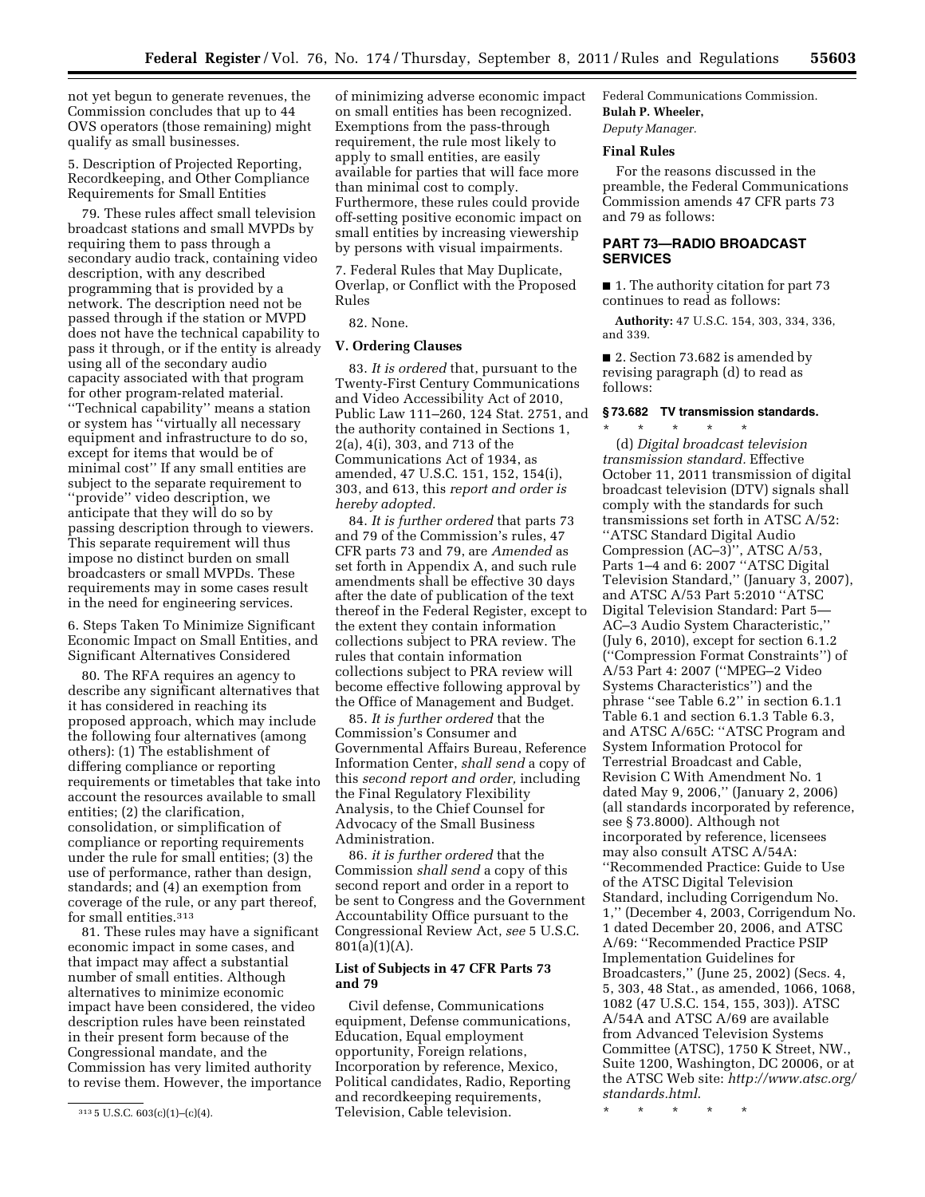not yet begun to generate revenues, the Commission concludes that up to 44 OVS operators (those remaining) might qualify as small businesses.

5. Description of Projected Reporting, Recordkeeping, and Other Compliance Requirements for Small Entities

79. These rules affect small television broadcast stations and small MVPDs by requiring them to pass through a secondary audio track, containing video description, with any described programming that is provided by a network. The description need not be passed through if the station or MVPD does not have the technical capability to pass it through, or if the entity is already using all of the secondary audio capacity associated with that program for other program-related material. ''Technical capability'' means a station or system has ''virtually all necessary equipment and infrastructure to do so, except for items that would be of minimal cost'' If any small entities are subject to the separate requirement to ''provide'' video description, we anticipate that they will do so by passing description through to viewers. This separate requirement will thus impose no distinct burden on small broadcasters or small MVPDs. These requirements may in some cases result in the need for engineering services.

6. Steps Taken To Minimize Significant Economic Impact on Small Entities, and Significant Alternatives Considered

80. The RFA requires an agency to describe any significant alternatives that it has considered in reaching its proposed approach, which may include the following four alternatives (among others): (1) The establishment of differing compliance or reporting requirements or timetables that take into account the resources available to small entities; (2) the clarification, consolidation, or simplification of compliance or reporting requirements under the rule for small entities; (3) the use of performance, rather than design, standards; and (4) an exemption from coverage of the rule, or any part thereof, for small entities.[313]

81. These rules may have a significant economic impact in some cases, and that impact may affect a substantial number of small entities. Although alternatives to minimize economic impact have been considered, the video description rules have been reinstated in their present form because of the Congressional mandate, and the Commission has very limited authority to revise them. However, the importance of minimizing adverse economic impact on small entities has been recognized. Exemptions from the pass-through requirement, the rule most likely to apply to small entities, are easily available for parties that will face more than minimal cost to comply. Furthermore, these rules could provide off-setting positive economic impact on small entities by increasing viewership by persons with visual impairments.

[313] 5 U.S.C. 603(c)(1)–(c)(4).

7. Federal Rules that May Duplicate, Overlap, or Conflict with the Proposed Rules

82. None.

### V. Ordering Clauses

83. *It is ordered* that, pursuant to the Twenty-First Century Communications and Video Accessibility Act of 2010, Public Law 111–260, 124 Stat. 2751, and the authority contained in Sections 1, 2(a), 4(i), 303, and 713 of the Communications Act of 1934, as amended, 47 U.S.C. 151, 152, 154(i), 303, and 613, this *report and order is hereby adopted.*

84. *It is further ordered* that parts 73 and 79 of the Commission's rules, 47 CFR parts 73 and 79, are *Amended* as set forth in Appendix A, and such rule amendments shall be effective 30 days after the date of publication of the text thereof in the Federal Register, except to the extent they contain information collections subject to PRA review. The rules that contain information collections subject to PRA review will become effective following approval by the Office of Management and Budget.

85. *It is further ordered* that the Commission's Consumer and Governmental Affairs Bureau, Reference Information Center, *shall send* a copy of this *second report and order,* including the Final Regulatory Flexibility Analysis, to the Chief Counsel for Advocacy of the Small Business Administration.

86. *it is further ordered* that the Commission *shall send* a copy of this second report and order in a report to be sent to Congress and the Government Accountability Office pursuant to the Congressional Review Act, *see* 5 U.S.C. 801(a)(1)(A).

### List of Subjects in 47 CFR Parts 73 and 79

Civil defense, Communications equipment, Defense communications, Education, Equal employment opportunity, Foreign relations, Incorporation by reference, Mexico, Political candidates, Radio, Reporting and recordkeeping requirements, Television, Cable television.

Federal Communications Commission.

**Bulah P. Wheeler,**

*Deputy Manager.*

### Final Rules

For the reasons discussed in the preamble, the Federal Communications Commission amends 47 CFR parts 73 and 79 as follows:

## PART 73—RADIO BROADCAST SERVICES

■ 1. The authority citation for part 73 continues to read as follows:

**Authority:** 47 U.S.C. 154, 303, 334, 336, and 339.

■ 2. Section 73.682 is amended by revising paragraph (d) to read as follows:

#### § 73.682 TV transmission standards.

\* \* \* \* \*

(d) *Digital broadcast television transmission standard.* Effective October 11, 2011 transmission of digital broadcast television (DTV) signals shall comply with the standards for such transmissions set forth in ATSC A/52: ''ATSC Standard Digital Audio Compression (AC–3)'', ATSC A/53, Parts 1–4 and 6: 2007 ''ATSC Digital Television Standard,'' (January 3, 2007), and ATSC A/53 Part 5:2010 ''ATSC Digital Television Standard: Part 5—AC–3 Audio System Characteristic,'' (July 6, 2010), except for section 6.1.2 (''Compression Format Constraints'') of A/53 Part 4: 2007 (''MPEG–2 Video Systems Characteristics'') and the phrase ''see Table 6.2'' in section 6.1.1 Table 6.1 and section 6.1.3 Table 6.3, and ATSC A/65C: ''ATSC Program and System Information Protocol for Terrestrial Broadcast and Cable, Revision C With Amendment No. 1 dated May 9, 2006,'' (January 2, 2006) (all standards incorporated by reference, see § 73.8000). Although not incorporated by reference, licensees may also consult ATSC A/54A: ''Recommended Practice: Guide to Use of the ATSC Digital Television Standard, including Corrigendum No. 1,'' (December 4, 2003, Corrigendum No. 1 dated December 20, 2006, and ATSC A/69: ''Recommended Practice PSIP Implementation Guidelines for Broadcasters,'' (June 25, 2002) (Secs. 4, 5, 303, 48 Stat., as amended, 1066, 1068, 1082 (47 U.S.C. 154, 155, 303)). ATSC A/54A and ATSC A/69 are available from Advanced Television Systems Committee (ATSC), 1750 K Street, NW., Suite 1200, Washington, DC 20006, or at the ATSC Web site: *http://www.atsc.org/standards.html.*

\* \* \* \* \*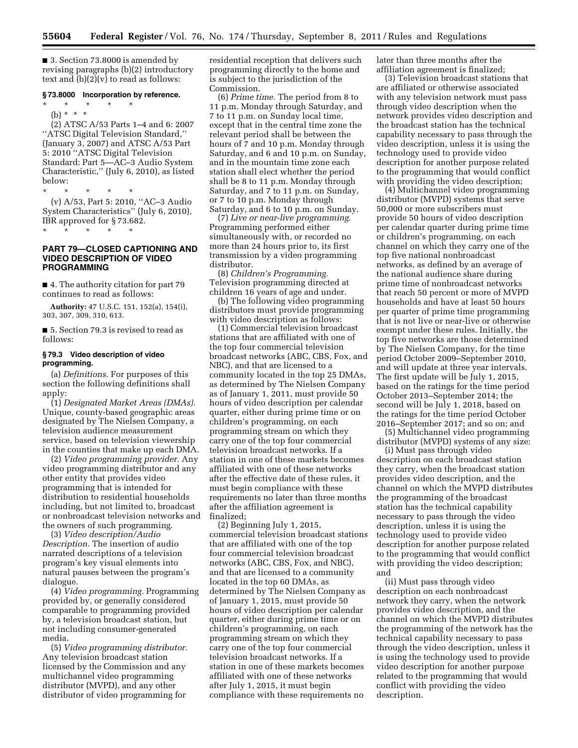■ 3. Section 73.8000 is amended by revising paragraphs (b)(2) introductory text and (b)(2)(v) to read as follows:

**§ 73.8000 Incorporation by reference.**

\* \* \* \* \*

(b) \* \* \*

(2) ATSC A/53 Parts 1–4 and 6: 2007 ''ATSC Digital Television Standard,'' (January 3, 2007) and ATSC A/53 Part 5: 2010 ''ATSC Digital Television Standard: Part 5—AC–3 Audio System Characteristic,'' (July 6, 2010), as listed below:

\* \* \* \* \*

(v) A/53, Part 5: 2010, ''AC–3 Audio System Characteristics'' (July 6, 2010), IBR approved for § 73.682.

\* \* \* \* \*

## PART 79—CLOSED CAPTIONING AND VIDEO DESCRIPTION OF VIDEO PROGRAMMING

■ 4. The authority citation for part 79 continues to read as follows:

**Authority:** 47 U.S.C. 151, 152(a), 154(i), 303, 307, 309, 310, 613.

■ 5. Section 79.3 is revised to read as follows:

**§ 79.3 Video description of video programming.**

(a) *Definitions.* For purposes of this section the following definitions shall apply:

(1) *Designated Market Areas (DMAs).* Unique, county-based geographic areas designated by The Nielsen Company, a television audience measurement service, based on television viewership in the counties that make up each DMA.

(2) *Video programming provider.* Any video programming distributor and any other entity that provides video programming that is intended for distribution to residential households including, but not limited to, broadcast or nonbroadcast television networks and the owners of such programming.

(3) *Video description/Audio Description.* The insertion of audio narrated descriptions of a television program's key visual elements into natural pauses between the program's dialogue.

(4) *Video programming.* Programming provided by, or generally considered comparable to programming provided by, a television broadcast station, but not including consumer-generated media.

(5) *Video programming distributor.* Any television broadcast station licensed by the Commission and any multichannel video programming distributor (MVPD), and any other distributor of video programming for residential reception that delivers such programming directly to the home and is subject to the jurisdiction of the Commission.

(6) *Prime time.* The period from 8 to 11 p.m. Monday through Saturday, and 7 to 11 p.m. on Sunday local time, except that in the central time zone the relevant period shall be between the hours of 7 and 10 p.m. Monday through Saturday, and 6 and 10 p.m. on Sunday, and in the mountain time zone each station shall elect whether the period shall be 8 to 11 p.m. Monday through Saturday, and 7 to 11 p.m. on Sunday, or 7 to 10 p.m. Monday through Saturday, and 6 to 10 p.m. on Sunday.

(7) *Live or near-live programming.* Programming performed either simultaneously with, or recorded no more than 24 hours prior to, its first transmission by a video programming distributor.

(8) *Children's Programming.* Television programming directed at children 16 years of age and under.

(b) The following video programming distributors must provide programming with video description as follows:

(1) Commercial television broadcast stations that are affiliated with one of the top four commercial television broadcast networks (ABC, CBS, Fox, and NBC), and that are licensed to a community located in the top 25 DMAs, as determined by The Nielsen Company as of January 1, 2011, must provide 50 hours of video description per calendar quarter, either during prime time or on children's programming, on each programming stream on which they carry one of the top four commercial television broadcast networks. If a station in one of these markets becomes affiliated with one of these networks after the effective date of these rules, it must begin compliance with these requirements no later than three months after the affiliation agreement is finalized;

(2) Beginning July 1, 2015, commercial television broadcast stations that are affiliated with one of the top four commercial television broadcast networks (ABC, CBS, Fox, and NBC), and that are licensed to a community located in the top 60 DMAs, as determined by The Nielsen Company as of January 1, 2015, must provide 50 hours of video description per calendar quarter, either during prime time or on children's programming, on each programming stream on which they carry one of the top four commercial television broadcast networks. If a station in one of these markets becomes affiliated with one of these networks after July 1, 2015, it must begin compliance with these requirements no later than three months after the affiliation agreement is finalized;

(3) Television broadcast stations that are affiliated or otherwise associated with any television network must pass through video description when the network provides video description and the broadcast station has the technical capability necessary to pass through the video description, unless it is using the technology used to provide video description for another purpose related to the programming that would conflict with providing the video description;

(4) Multichannel video programming distributor (MVPD) systems that serve 50,000 or more subscribers must provide 50 hours of video description per calendar quarter during prime time or children's programming, on each channel on which they carry one of the top five national nonbroadcast networks, as defined by an average of the national audience share during prime time of nonbroadcast networks that reach 50 percent or more of MVPD households and have at least 50 hours per quarter of prime time programming that is not live or near-live or otherwise exempt under these rules. Initially, the top five networks are those determined by The Nielsen Company, for the time period October 2009–September 2010, and will update at three year intervals. The first update will be July 1, 2015, based on the ratings for the time period October 2013–September 2014; the second will be July 1, 2018, based on the ratings for the time period October 2016–September 2017; and so on; and

(5) Multichannel video programming distributor (MVPD) systems of any size:

(i) Must pass through video description on each broadcast station they carry, when the broadcast station provides video description, and the channel on which the MVPD distributes the programming of the broadcast station has the technical capability necessary to pass through the video description, unless it is using the technology used to provide video description for another purpose related to the programming that would conflict with providing the video description; and

(ii) Must pass through video description on each nonbroadcast network they carry, when the network provides video description, and the channel on which the MVPD distributes the programming of the network has the technical capability necessary to pass through the video description, unless it is using the technology used to provide video description for another purpose related to the programming that would conflict with providing the video description.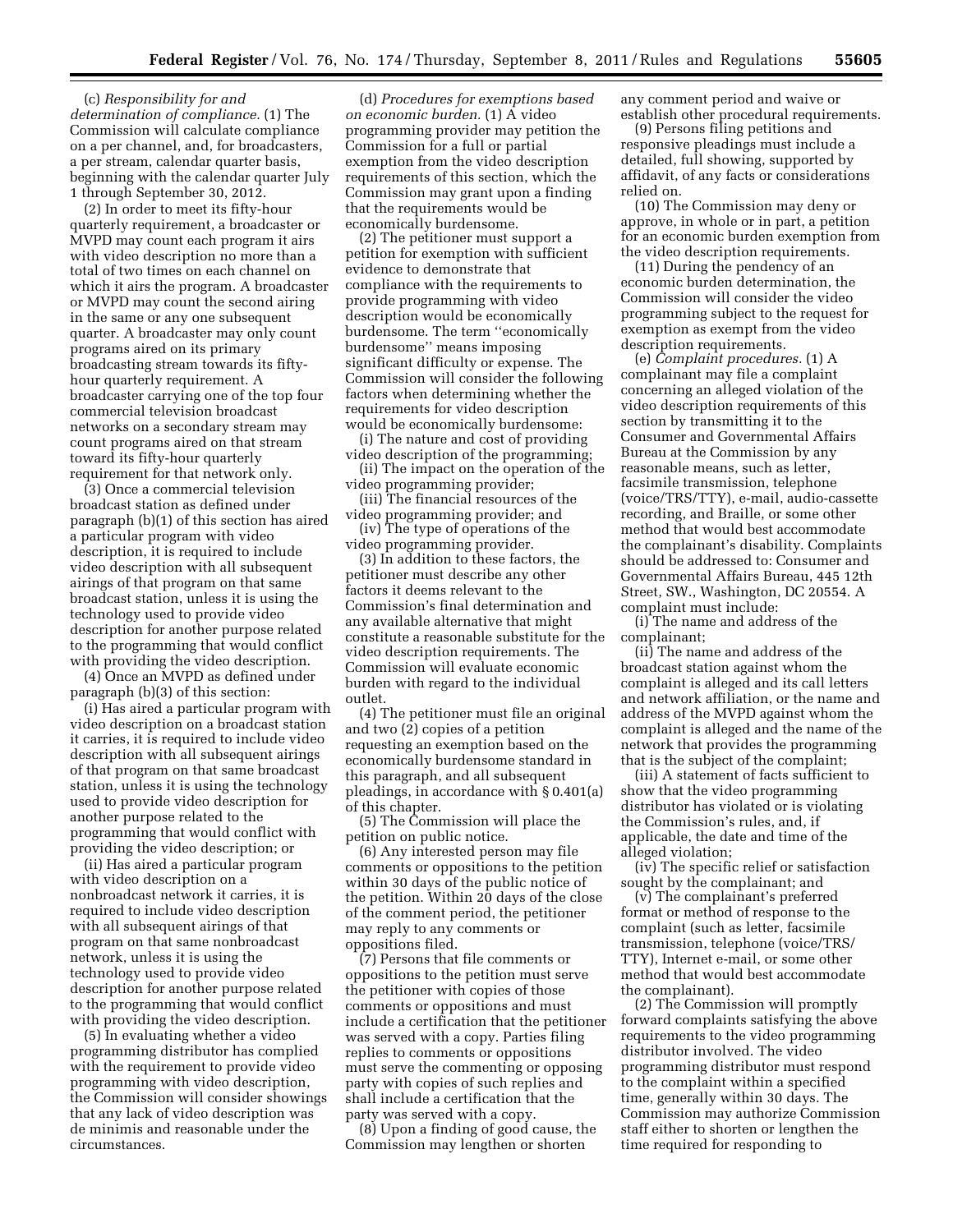(c) *Responsibility for and determination of compliance.* (1) The Commission will calculate compliance on a per channel, and, for broadcasters, a per stream, calendar quarter basis, beginning with the calendar quarter July 1 through September 30, 2012.

(2) In order to meet its fifty-hour quarterly requirement, a broadcaster or MVPD may count each program it airs with video description no more than a total of two times on each channel on which it airs the program. A broadcaster or MVPD may count the second airing in the same or any one subsequent quarter. A broadcaster may only count programs aired on its primary broadcasting stream towards its fifty-hour quarterly requirement. A broadcaster carrying one of the top four commercial television broadcast networks on a secondary stream may count programs aired on that stream toward its fifty-hour quarterly requirement for that network only.

(3) Once a commercial television broadcast station as defined under paragraph (b)(1) of this section has aired a particular program with video description, it is required to include video description with all subsequent airings of that program on that same broadcast station, unless it is using the technology used to provide video description for another purpose related to the programming that would conflict with providing the video description.

(4) Once an MVPD as defined under paragraph (b)(3) of this section:

(i) Has aired a particular program with video description on a broadcast station it carries, it is required to include video description with all subsequent airings of that program on that same broadcast station, unless it is using the technology used to provide video description for another purpose related to the programming that would conflict with providing the video description; or

(ii) Has aired a particular program with video description on a nonbroadcast network it carries, it is required to include video description with all subsequent airings of that program on that same nonbroadcast network, unless it is using the technology used to provide video description for another purpose related to the programming that would conflict with providing the video description.

(5) In evaluating whether a video programming distributor has complied with the requirement to provide video programming with video description, the Commission will consider showings that any lack of video description was de minimis and reasonable under the circumstances.

(d) *Procedures for exemptions based on economic burden.* (1) A video programming provider may petition the Commission for a full or partial exemption from the video description requirements of this section, which the Commission may grant upon a finding that the requirements would be economically burdensome.

(2) The petitioner must support a petition for exemption with sufficient evidence to demonstrate that compliance with the requirements to provide programming with video description would be economically burdensome. The term ''economically burdensome'' means imposing significant difficulty or expense. The Commission will consider the following factors when determining whether the requirements for video description would be economically burdensome:

(i) The nature and cost of providing video description of the programming;

(ii) The impact on the operation of the video programming provider;

(iii) The financial resources of the video programming provider; and

(iv) The type of operations of the video programming provider.

(3) In addition to these factors, the petitioner must describe any other factors it deems relevant to the Commission's final determination and any available alternative that might constitute a reasonable substitute for the video description requirements. The Commission will evaluate economic burden with regard to the individual outlet.

(4) The petitioner must file an original and two (2) copies of a petition requesting an exemption based on the economically burdensome standard in this paragraph, and all subsequent pleadings, in accordance with § 0.401(a) of this chapter.

(5) The Commission will place the petition on public notice.

(6) Any interested person may file comments or oppositions to the petition within 30 days of the public notice of the petition. Within 20 days of the close of the comment period, the petitioner may reply to any comments or oppositions filed.

(7) Persons that file comments or oppositions to the petition must serve the petitioner with copies of those comments or oppositions and must include a certification that the petitioner was served with a copy. Parties filing replies to comments or oppositions must serve the commenting or opposing party with copies of such replies and shall include a certification that the party was served with a copy.

(8) Upon a finding of good cause, the Commission may lengthen or shorten any comment period and waive or establish other procedural requirements.

(9) Persons filing petitions and responsive pleadings must include a detailed, full showing, supported by affidavit, of any facts or considerations relied on.

(10) The Commission may deny or approve, in whole or in part, a petition for an economic burden exemption from the video description requirements.

(11) During the pendency of an economic burden determination, the Commission will consider the video programming subject to the request for exemption as exempt from the video description requirements.

(e) *Complaint procedures.* (1) A complainant may file a complaint concerning an alleged violation of the video description requirements of this section by transmitting it to the Consumer and Governmental Affairs Bureau at the Commission by any reasonable means, such as letter, facsimile transmission, telephone (voice/TRS/TTY), e-mail, audio-cassette recording, and Braille, or some other method that would best accommodate the complainant's disability. Complaints should be addressed to: Consumer and Governmental Affairs Bureau, 445 12th Street, SW., Washington, DC 20554. A complaint must include:

(i) The name and address of the complainant;

(ii) The name and address of the broadcast station against whom the complaint is alleged and its call letters and network affiliation, or the name and address of the MVPD against whom the complaint is alleged and the name of the network that provides the programming that is the subject of the complaint;

(iii) A statement of facts sufficient to show that the video programming distributor has violated or is violating the Commission's rules, and, if applicable, the date and time of the alleged violation;

(iv) The specific relief or satisfaction sought by the complainant; and

(v) The complainant's preferred format or method of response to the complaint (such as letter, facsimile transmission, telephone (voice/TRS/TTY), Internet e-mail, or some other method that would best accommodate the complainant).

(2) The Commission will promptly forward complaints satisfying the above requirements to the video programming distributor involved. The video programming distributor must respond to the complaint within a specified time, generally within 30 days. The Commission may authorize Commission staff either to shorten or lengthen the time required for responding to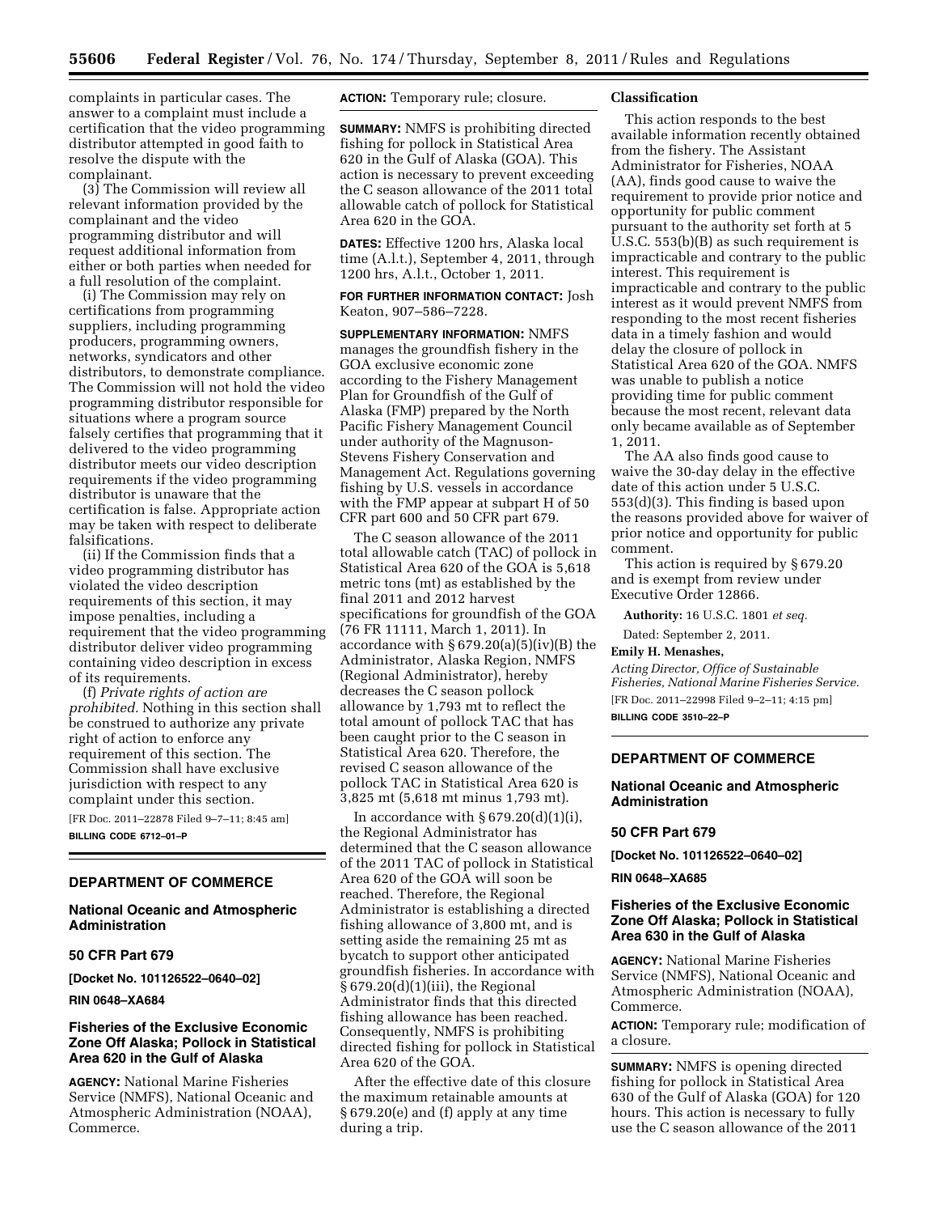complaints in particular cases. The answer to a complaint must include a certification that the video programming distributor attempted in good faith to resolve the dispute with the complainant.

(3) The Commission will review all relevant information provided by the complainant and the video programming distributor and will request additional information from either or both parties when needed for a full resolution of the complaint.

(i) The Commission may rely on certifications from programming suppliers, including programming producers, programming owners, networks, syndicators and other distributors, to demonstrate compliance. The Commission will not hold the video programming distributor responsible for situations where a program source falsely certifies that programming that it delivered to the video programming distributor meets our video description requirements if the video programming distributor is unaware that the certification is false. Appropriate action may be taken with respect to deliberate falsifications.

(ii) If the Commission finds that a video programming distributor has violated the video description requirements of this section, it may impose penalties, including a requirement that the video programming distributor deliver video programming containing video description in excess of its requirements.

(f) *Private rights of action are prohibited.* Nothing in this section shall be construed to authorize any private right of action to enforce any requirement of this section. The Commission shall have exclusive jurisdiction with respect to any complaint under this section.

[FR Doc. 2011–22878 Filed 9–7–11; 8:45 am]

**BILLING CODE 6712–01–P**

## DEPARTMENT OF COMMERCE

### National Oceanic and Atmospheric Administration

#### 50 CFR Part 679

**[Docket No. 101126522–0640–02]**

**RIN 0648–XA684**

### Fisheries of the Exclusive Economic Zone Off Alaska; Pollock in Statistical Area 620 in the Gulf of Alaska

**AGENCY:** National Marine Fisheries Service (NMFS), National Oceanic and Atmospheric Administration (NOAA), Commerce.

**ACTION:** Temporary rule; closure.

**SUMMARY:** NMFS is prohibiting directed fishing for pollock in Statistical Area 620 in the Gulf of Alaska (GOA). This action is necessary to prevent exceeding the C season allowance of the 2011 total allowable catch of pollock for Statistical Area 620 in the GOA.

**DATES:** Effective 1200 hrs, Alaska local time (A.l.t.), September 4, 2011, through 1200 hrs, A.l.t., October 1, 2011.

**FOR FURTHER INFORMATION CONTACT:** Josh Keaton, 907–586–7228.

**SUPPLEMENTARY INFORMATION:** NMFS manages the groundfish fishery in the GOA exclusive economic zone according to the Fishery Management Plan for Groundfish of the Gulf of Alaska (FMP) prepared by the North Pacific Fishery Management Council under authority of the Magnuson-Stevens Fishery Conservation and Management Act. Regulations governing fishing by U.S. vessels in accordance with the FMP appear at subpart H of 50 CFR part 600 and 50 CFR part 679.

The C season allowance of the 2011 total allowable catch (TAC) of pollock in Statistical Area 620 of the GOA is 5,618 metric tons (mt) as established by the final 2011 and 2012 harvest specifications for groundfish of the GOA (76 FR 11111, March 1, 2011). In accordance with § 679.20(a)(5)(iv)(B) the Administrator, Alaska Region, NMFS (Regional Administrator), hereby decreases the C season pollock allowance by 1,793 mt to reflect the total amount of pollock TAC that has been caught prior to the C season in Statistical Area 620. Therefore, the revised C season allowance of the pollock TAC in Statistical Area 620 is 3,825 mt (5,618 mt minus 1,793 mt).

In accordance with § 679.20(d)(1)(i), the Regional Administrator has determined that the C season allowance of the 2011 TAC of pollock in Statistical Area 620 of the GOA will soon be reached. Therefore, the Regional Administrator is establishing a directed fishing allowance of 3,800 mt, and is setting aside the remaining 25 mt as bycatch to support other anticipated groundfish fisheries. In accordance with § 679.20(d)(1)(iii), the Regional Administrator finds that this directed fishing allowance has been reached. Consequently, NMFS is prohibiting directed fishing for pollock in Statistical Area 620 of the GOA.

After the effective date of this closure the maximum retainable amounts at § 679.20(e) and (f) apply at any time during a trip.

**Classification**

This action responds to the best available information recently obtained from the fishery. The Assistant Administrator for Fisheries, NOAA (AA), finds good cause to waive the requirement to provide prior notice and opportunity for public comment pursuant to the authority set forth at 5 U.S.C. 553(b)(B) as such requirement is impracticable and contrary to the public interest. This requirement is impracticable and contrary to the public interest as it would prevent NMFS from responding to the most recent fisheries data in a timely fashion and would delay the closure of pollock in Statistical Area 620 of the GOA. NMFS was unable to publish a notice providing time for public comment because the most recent, relevant data only became available as of September 1, 2011.

The AA also finds good cause to waive the 30-day delay in the effective date of this action under 5 U.S.C. 553(d)(3). This finding is based upon the reasons provided above for waiver of prior notice and opportunity for public comment.

This action is required by § 679.20 and is exempt from review under Executive Order 12866.

**Authority:** 16 U.S.C. 1801 *et seq.*

Dated: September 2, 2011.

**Emily H. Menashes,**

*Acting Director, Office of Sustainable Fisheries, National Marine Fisheries Service.*

[FR Doc. 2011–22998 Filed 9–2–11; 4:15 pm]

**BILLING CODE 3510–22–P**

## DEPARTMENT OF COMMERCE

### National Oceanic and Atmospheric Administration

#### 50 CFR Part 679

**[Docket No. 101126522–0640–02]**

**RIN 0648–XA685**

### Fisheries of the Exclusive Economic Zone Off Alaska; Pollock in Statistical Area 630 in the Gulf of Alaska

**AGENCY:** National Marine Fisheries Service (NMFS), National Oceanic and Atmospheric Administration (NOAA), Commerce.

**ACTION:** Temporary rule; modification of a closure.

**SUMMARY:** NMFS is opening directed fishing for pollock in Statistical Area 630 of the Gulf of Alaska (GOA) for 120 hours. This action is necessary to fully use the C season allowance of the 2011